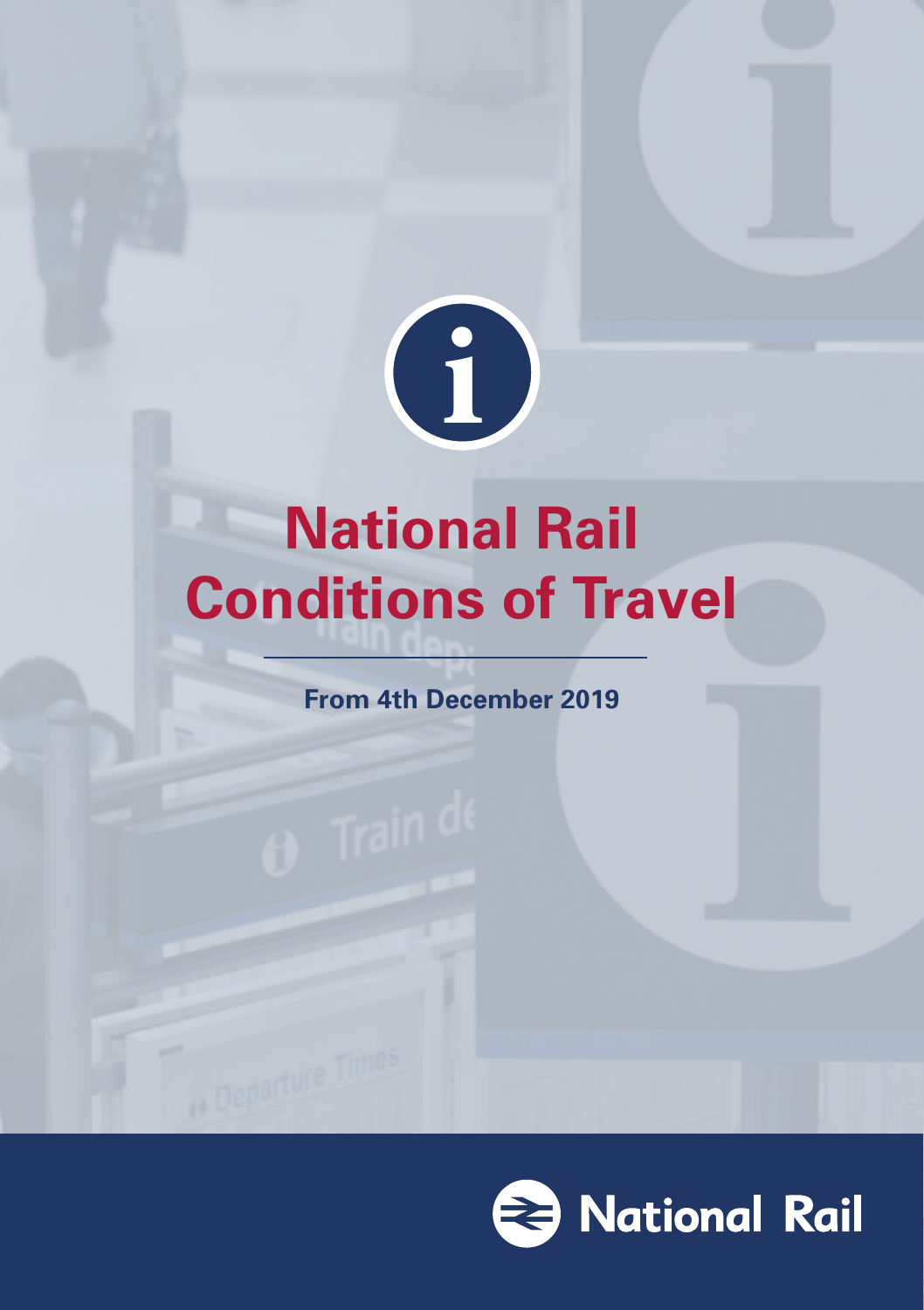# National Rail Conditions of Travel

**From 4th December 2019**

National Rail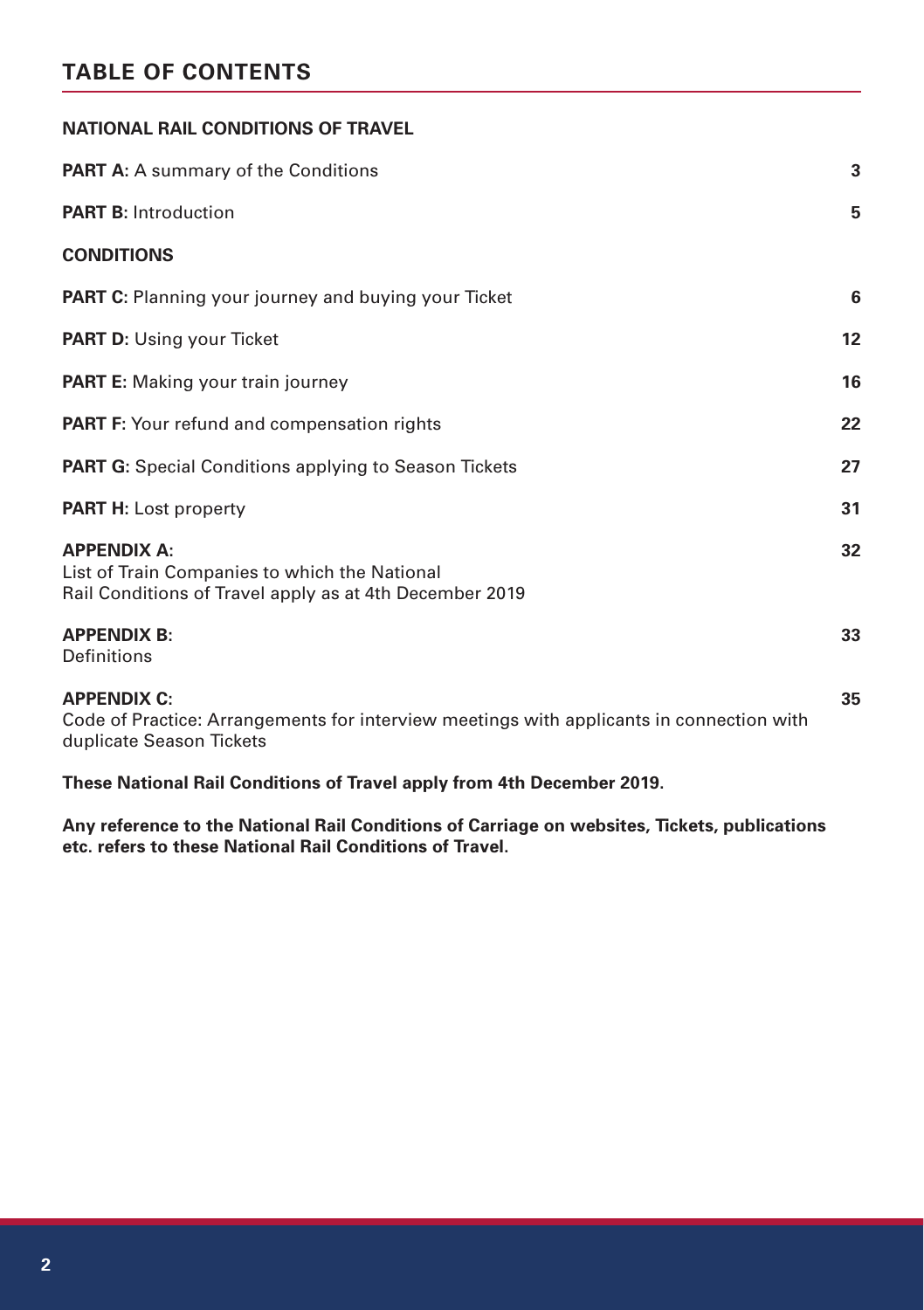## TABLE OF CONTENTS

### NATIONAL RAIL CONDITIONS OF TRAVEL

| | |
|---|---|
| **PART A:** A summary of the Conditions | 3 |
| **PART B:** Introduction | 5 |
| **CONDITIONS** | |
| **PART C:** Planning your journey and buying your Ticket | 6 |
| **PART D:** Using your Ticket | 12 |
| **PART E:** Making your train journey | 16 |
| **PART F:** Your refund and compensation rights | 22 |
| **PART G:** Special Conditions applying to Season Tickets | 27 |
| **PART H:** Lost property | 31 |
| **APPENDIX A:** List of Train Companies to which the National Rail Conditions of Travel apply as at 4th December 2019 | 32 |
| **APPENDIX B:** Definitions | 33 |
| **APPENDIX C:** Code of Practice: Arrangements for interview meetings with applicants in connection with duplicate Season Tickets | 35 |

**These National Rail Conditions of Travel apply from 4th December 2019.**

**Any reference to the National Rail Conditions of Carriage on websites, Tickets, publications etc. refers to these National Rail Conditions of Travel.**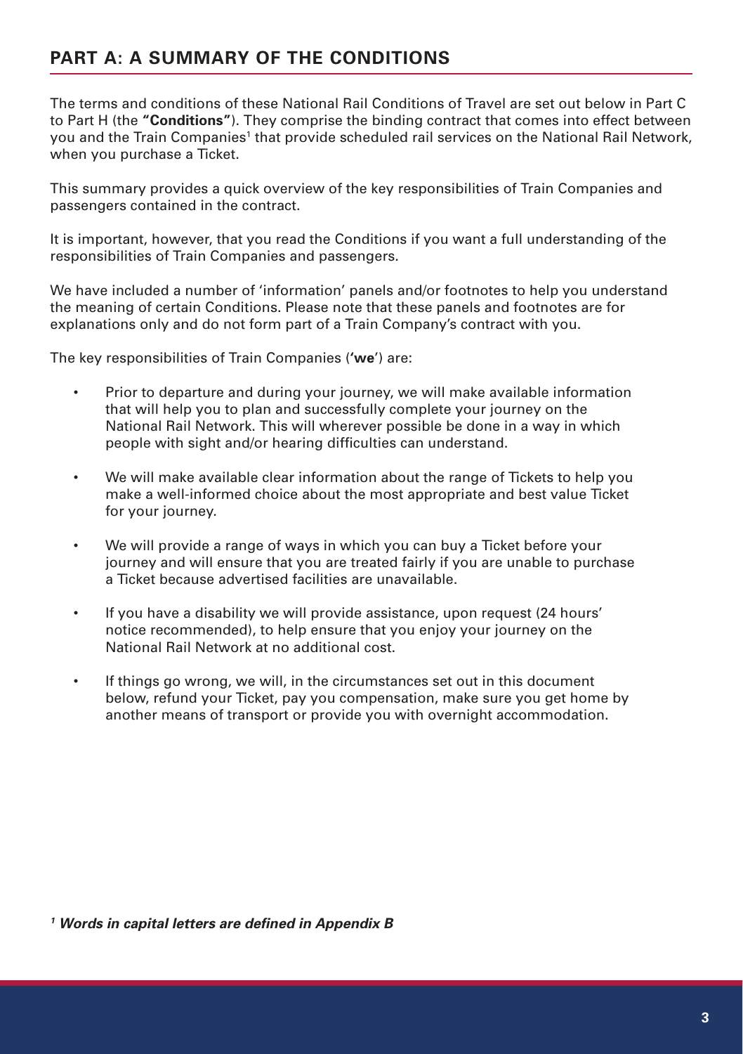## PART A: A SUMMARY OF THE CONDITIONS

The terms and conditions of these National Rail Conditions of Travel are set out below in Part C to Part H (the **"Conditions"**). They comprise the binding contract that comes into effect between you and the Train Companies[1] that provide scheduled rail services on the National Rail Network, when you purchase a Ticket.

This summary provides a quick overview of the key responsibilities of Train Companies and passengers contained in the contract.

It is important, however, that you read the Conditions if you want a full understanding of the responsibilities of Train Companies and passengers.

We have included a number of 'information' panels and/or footnotes to help you understand the meaning of certain Conditions. Please note that these panels and footnotes are for explanations only and do not form part of a Train Company's contract with you.

The key responsibilities of Train Companies (**'we'**) are:

- Prior to departure and during your journey, we will make available information that will help you to plan and successfully complete your journey on the National Rail Network. This will wherever possible be done in a way in which people with sight and/or hearing difficulties can understand.
- We will make available clear information about the range of Tickets to help you make a well-informed choice about the most appropriate and best value Ticket for your journey.
- We will provide a range of ways in which you can buy a Ticket before your journey and will ensure that you are treated fairly if you are unable to purchase a Ticket because advertised facilities are unavailable.
- If you have a disability we will provide assistance, upon request (24 hours' notice recommended), to help ensure that you enjoy your journey on the National Rail Network at no additional cost.
- If things go wrong, we will, in the circumstances set out in this document below, refund your Ticket, pay you compensation, make sure you get home by another means of transport or provide you with overnight accommodation.

***[1] Words in capital letters are defined in Appendix B***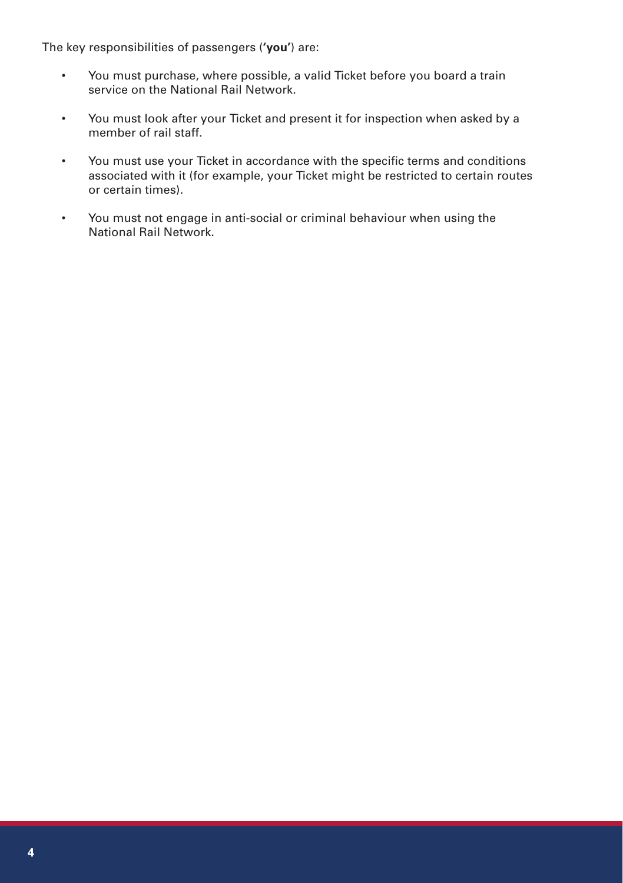The key responsibilities of passengers (**'you'**) are:

- You must purchase, where possible, a valid Ticket before you board a train service on the National Rail Network.
- You must look after your Ticket and present it for inspection when asked by a member of rail staff.
- You must use your Ticket in accordance with the specific terms and conditions associated with it (for example, your Ticket might be restricted to certain routes or certain times).
- You must not engage in anti-social or criminal behaviour when using the National Rail Network.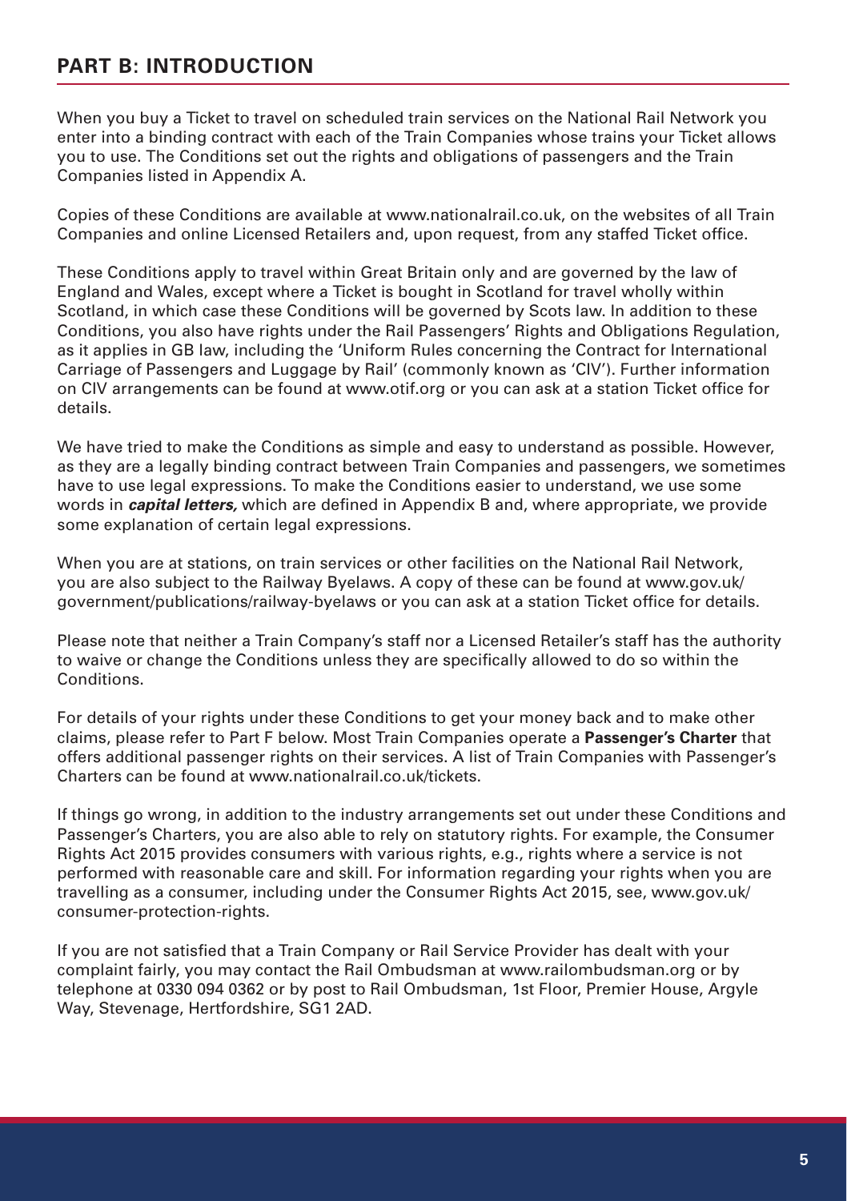## PART B: INTRODUCTION

When you buy a Ticket to travel on scheduled train services on the National Rail Network you enter into a binding contract with each of the Train Companies whose trains your Ticket allows you to use. The Conditions set out the rights and obligations of passengers and the Train Companies listed in Appendix A.

Copies of these Conditions are available at www.nationalrail.co.uk, on the websites of all Train Companies and online Licensed Retailers and, upon request, from any staffed Ticket office.

These Conditions apply to travel within Great Britain only and are governed by the law of England and Wales, except where a Ticket is bought in Scotland for travel wholly within Scotland, in which case these Conditions will be governed by Scots law. In addition to these Conditions, you also have rights under the Rail Passengers' Rights and Obligations Regulation, as it applies in GB law, including the 'Uniform Rules concerning the Contract for International Carriage of Passengers and Luggage by Rail' (commonly known as 'CIV'). Further information on CIV arrangements can be found at www.otif.org or you can ask at a station Ticket office for details.

We have tried to make the Conditions as simple and easy to understand as possible. However, as they are a legally binding contract between Train Companies and passengers, we sometimes have to use legal expressions. To make the Conditions easier to understand, we use some words in ***capital letters,*** which are defined in Appendix B and, where appropriate, we provide some explanation of certain legal expressions.

When you are at stations, on train services or other facilities on the National Rail Network, you are also subject to the Railway Byelaws. A copy of these can be found at www.gov.uk/government/publications/railway-byelaws or you can ask at a station Ticket office for details.

Please note that neither a Train Company's staff nor a Licensed Retailer's staff has the authority to waive or change the Conditions unless they are specifically allowed to do so within the Conditions.

For details of your rights under these Conditions to get your money back and to make other claims, please refer to Part F below. Most Train Companies operate a **Passenger's Charter** that offers additional passenger rights on their services. A list of Train Companies with Passenger's Charters can be found at www.nationalrail.co.uk/tickets.

If things go wrong, in addition to the industry arrangements set out under these Conditions and Passenger's Charters, you are also able to rely on statutory rights. For example, the Consumer Rights Act 2015 provides consumers with various rights, e.g., rights where a service is not performed with reasonable care and skill. For information regarding your rights when you are travelling as a consumer, including under the Consumer Rights Act 2015, see, www.gov.uk/consumer-protection-rights.

If you are not satisfied that a Train Company or Rail Service Provider has dealt with your complaint fairly, you may contact the Rail Ombudsman at www.railombudsman.org or by telephone at 0330 094 0362 or by post to Rail Ombudsman, 1st Floor, Premier House, Argyle Way, Stevenage, Hertfordshire, SG1 2AD.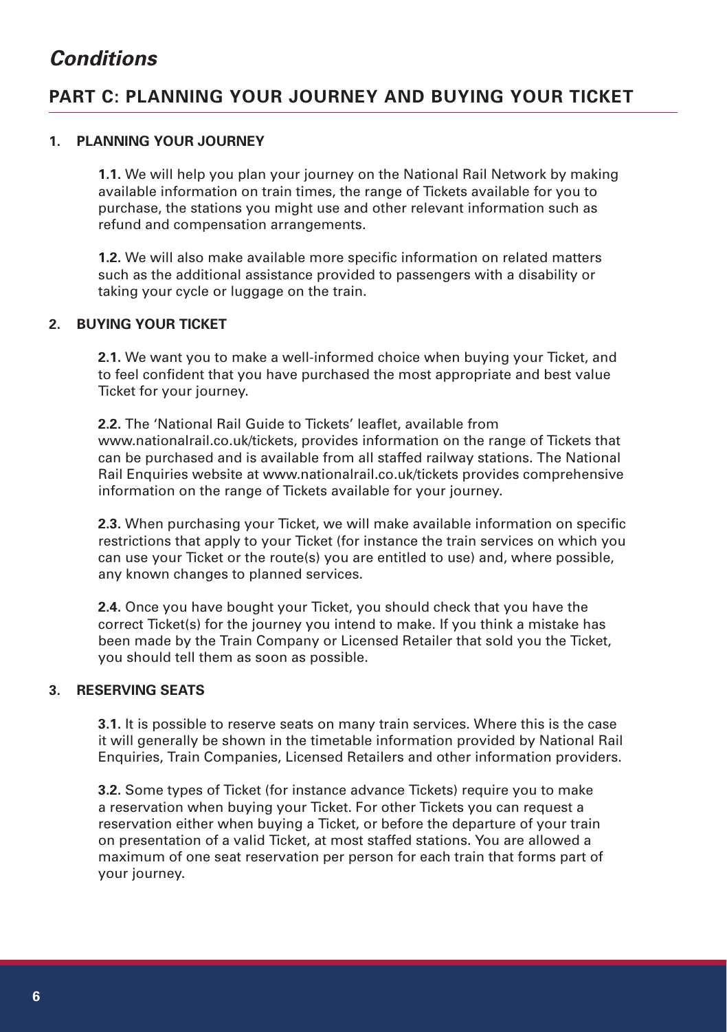# *Conditions*

## PART C: PLANNING YOUR JOURNEY AND BUYING YOUR TICKET

### 1. PLANNING YOUR JOURNEY

**1.1.** We will help you plan your journey on the National Rail Network by making available information on train times, the range of Tickets available for you to purchase, the stations you might use and other relevant information such as refund and compensation arrangements.

**1.2.** We will also make available more specific information on related matters such as the additional assistance provided to passengers with a disability or taking your cycle or luggage on the train.

### 2. BUYING YOUR TICKET

**2.1.** We want you to make a well-informed choice when buying your Ticket, and to feel confident that you have purchased the most appropriate and best value Ticket for your journey.

**2.2.** The 'National Rail Guide to Tickets' leaflet, available from www.nationalrail.co.uk/tickets, provides information on the range of Tickets that can be purchased and is available from all staffed railway stations. The National Rail Enquiries website at www.nationalrail.co.uk/tickets provides comprehensive information on the range of Tickets available for your journey.

**2.3.** When purchasing your Ticket, we will make available information on specific restrictions that apply to your Ticket (for instance the train services on which you can use your Ticket or the route(s) you are entitled to use) and, where possible, any known changes to planned services.

**2.4.** Once you have bought your Ticket, you should check that you have the correct Ticket(s) for the journey you intend to make. If you think a mistake has been made by the Train Company or Licensed Retailer that sold you the Ticket, you should tell them as soon as possible.

### 3. RESERVING SEATS

**3.1.** It is possible to reserve seats on many train services. Where this is the case it will generally be shown in the timetable information provided by National Rail Enquiries, Train Companies, Licensed Retailers and other information providers.

**3.2.** Some types of Ticket (for instance advance Tickets) require you to make a reservation when buying your Ticket. For other Tickets you can request a reservation either when buying a Ticket, or before the departure of your train on presentation of a valid Ticket, at most staffed stations. You are allowed a maximum of one seat reservation per person for each train that forms part of your journey.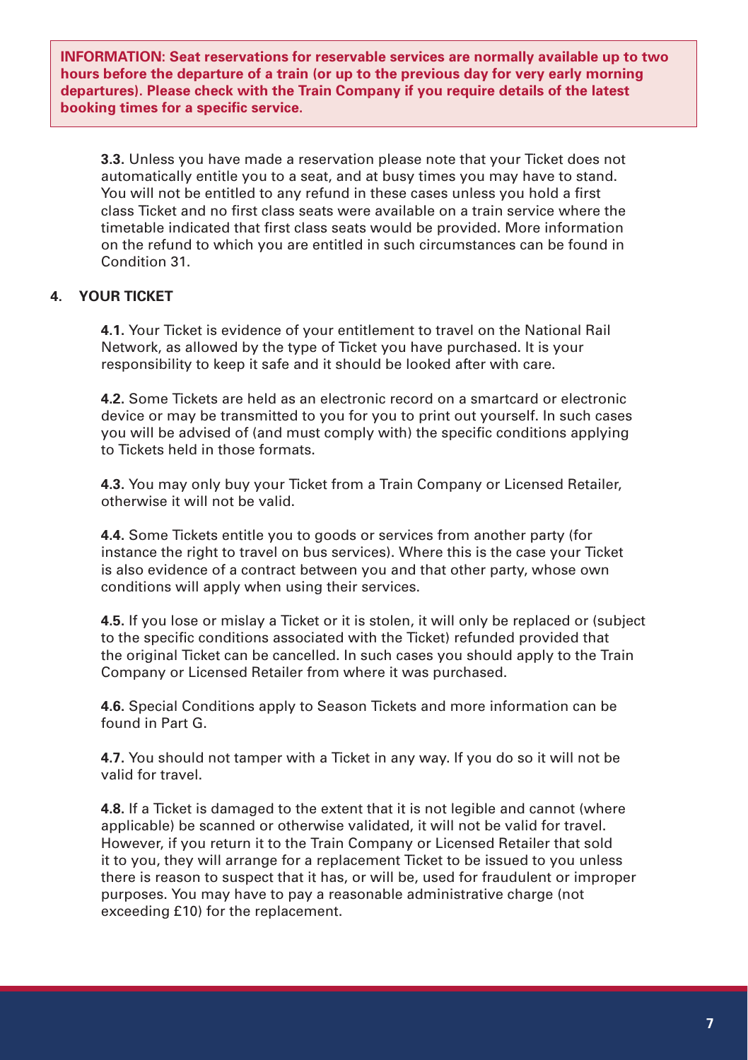**INFORMATION: Seat reservations for reservable services are normally available up to two hours before the departure of a train (or up to the previous day for very early morning departures). Please check with the Train Company if you require details of the latest booking times for a specific service.**

**3.3.** Unless you have made a reservation please note that your Ticket does not automatically entitle you to a seat, and at busy times you may have to stand. You will not be entitled to any refund in these cases unless you hold a first class Ticket and no first class seats were available on a train service where the timetable indicated that first class seats would be provided. More information on the refund to which you are entitled in such circumstances can be found in Condition 31.

## 4. YOUR TICKET

**4.1.** Your Ticket is evidence of your entitlement to travel on the National Rail Network, as allowed by the type of Ticket you have purchased. It is your responsibility to keep it safe and it should be looked after with care.

**4.2.** Some Tickets are held as an electronic record on a smartcard or electronic device or may be transmitted to you for you to print out yourself. In such cases you will be advised of (and must comply with) the specific conditions applying to Tickets held in those formats.

**4.3.** You may only buy your Ticket from a Train Company or Licensed Retailer, otherwise it will not be valid.

**4.4.** Some Tickets entitle you to goods or services from another party (for instance the right to travel on bus services). Where this is the case your Ticket is also evidence of a contract between you and that other party, whose own conditions will apply when using their services.

**4.5.** If you lose or mislay a Ticket or it is stolen, it will only be replaced or (subject to the specific conditions associated with the Ticket) refunded provided that the original Ticket can be cancelled. In such cases you should apply to the Train Company or Licensed Retailer from where it was purchased.

**4.6.** Special Conditions apply to Season Tickets and more information can be found in Part G.

**4.7.** You should not tamper with a Ticket in any way. If you do so it will not be valid for travel.

**4.8.** If a Ticket is damaged to the extent that it is not legible and cannot (where applicable) be scanned or otherwise validated, it will not be valid for travel. However, if you return it to the Train Company or Licensed Retailer that sold it to you, they will arrange for a replacement Ticket to be issued to you unless there is reason to suspect that it has, or will be, used for fraudulent or improper purposes. You may have to pay a reasonable administrative charge (not exceeding £10) for the replacement.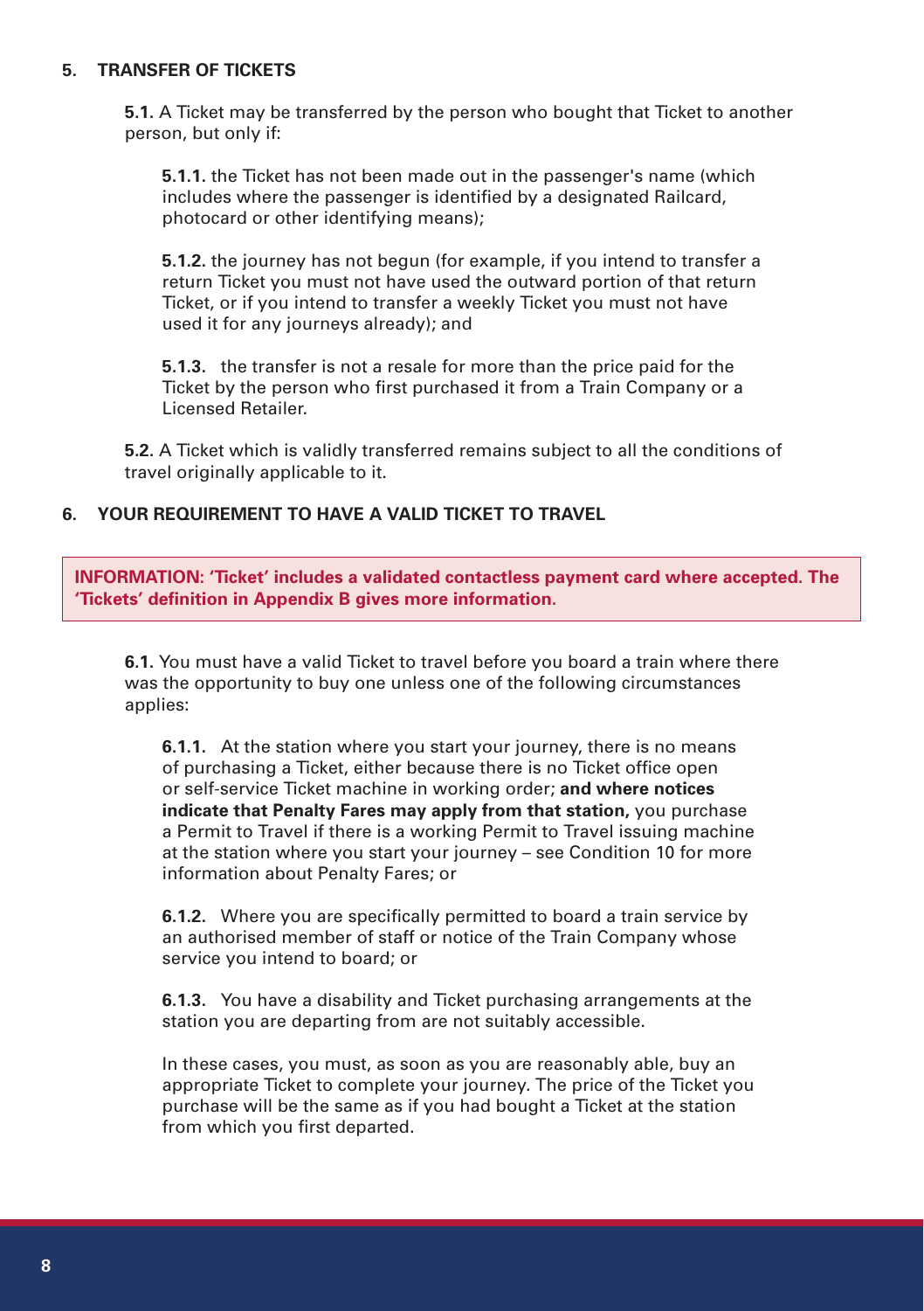## 5. TRANSFER OF TICKETS

**5.1.** A Ticket may be transferred by the person who bought that Ticket to another person, but only if:

**5.1.1.** the Ticket has not been made out in the passenger's name (which includes where the passenger is identified by a designated Railcard, photocard or other identifying means);

**5.1.2.** the journey has not begun (for example, if you intend to transfer a return Ticket you must not have used the outward portion of that return Ticket, or if you intend to transfer a weekly Ticket you must not have used it for any journeys already); and

**5.1.3.** the transfer is not a resale for more than the price paid for the Ticket by the person who first purchased it from a Train Company or a Licensed Retailer.

**5.2.** A Ticket which is validly transferred remains subject to all the conditions of travel originally applicable to it.

## 6. YOUR REQUIREMENT TO HAVE A VALID TICKET TO TRAVEL

**INFORMATION: 'Ticket' includes a validated contactless payment card where accepted. The 'Tickets' definition in Appendix B gives more information.**

**6.1.** You must have a valid Ticket to travel before you board a train where there was the opportunity to buy one unless one of the following circumstances applies:

**6.1.1.** At the station where you start your journey, there is no means of purchasing a Ticket, either because there is no Ticket office open or self-service Ticket machine in working order; **and where notices indicate that Penalty Fares may apply from that station,** you purchase a Permit to Travel if there is a working Permit to Travel issuing machine at the station where you start your journey – see Condition 10 for more information about Penalty Fares; or

**6.1.2.** Where you are specifically permitted to board a train service by an authorised member of staff or notice of the Train Company whose service you intend to board; or

**6.1.3.** You have a disability and Ticket purchasing arrangements at the station you are departing from are not suitably accessible.

In these cases, you must, as soon as you are reasonably able, buy an appropriate Ticket to complete your journey. The price of the Ticket you purchase will be the same as if you had bought a Ticket at the station from which you first departed.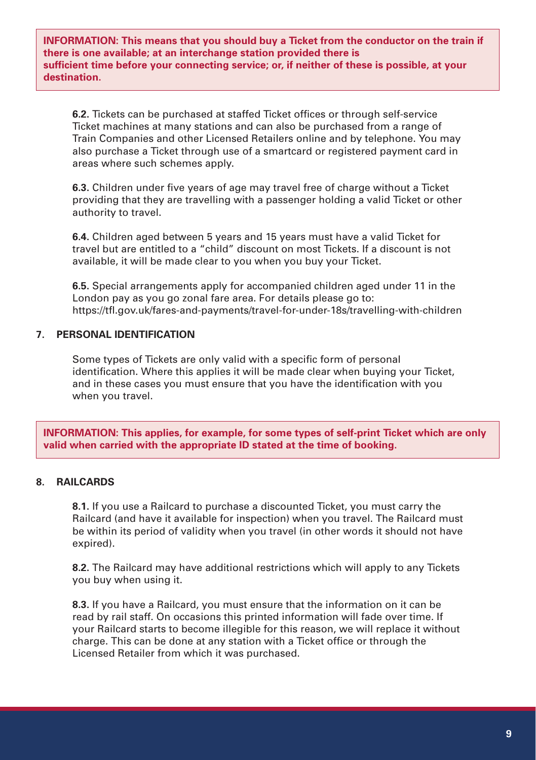**INFORMATION: This means that you should buy a Ticket from the conductor on the train if there is one available; at an interchange station provided there is sufficient time before your connecting service; or, if neither of these is possible, at your destination.**

**6.2.** Tickets can be purchased at staffed Ticket offices or through self-service Ticket machines at many stations and can also be purchased from a range of Train Companies and other Licensed Retailers online and by telephone. You may also purchase a Ticket through use of a smartcard or registered payment card in areas where such schemes apply.

**6.3.** Children under five years of age may travel free of charge without a Ticket providing that they are travelling with a passenger holding a valid Ticket or other authority to travel.

**6.4.** Children aged between 5 years and 15 years must have a valid Ticket for travel but are entitled to a "child" discount on most Tickets. If a discount is not available, it will be made clear to you when you buy your Ticket.

**6.5.** Special arrangements apply for accompanied children aged under 11 in the London pay as you go zonal fare area. For details please go to: https://tfl.gov.uk/fares-and-payments/travel-for-under-18s/travelling-with-children

## 7. PERSONAL IDENTIFICATION

Some types of Tickets are only valid with a specific form of personal identification. Where this applies it will be made clear when buying your Ticket, and in these cases you must ensure that you have the identification with you when you travel.

**INFORMATION: This applies, for example, for some types of self-print Ticket which are only valid when carried with the appropriate ID stated at the time of booking.**

## 8. RAILCARDS

**8.1.** If you use a Railcard to purchase a discounted Ticket, you must carry the Railcard (and have it available for inspection) when you travel. The Railcard must be within its period of validity when you travel (in other words it should not have expired).

**8.2.** The Railcard may have additional restrictions which will apply to any Tickets you buy when using it.

**8.3.** If you have a Railcard, you must ensure that the information on it can be read by rail staff. On occasions this printed information will fade over time. If your Railcard starts to become illegible for this reason, we will replace it without charge. This can be done at any station with a Ticket office or through the Licensed Retailer from which it was purchased.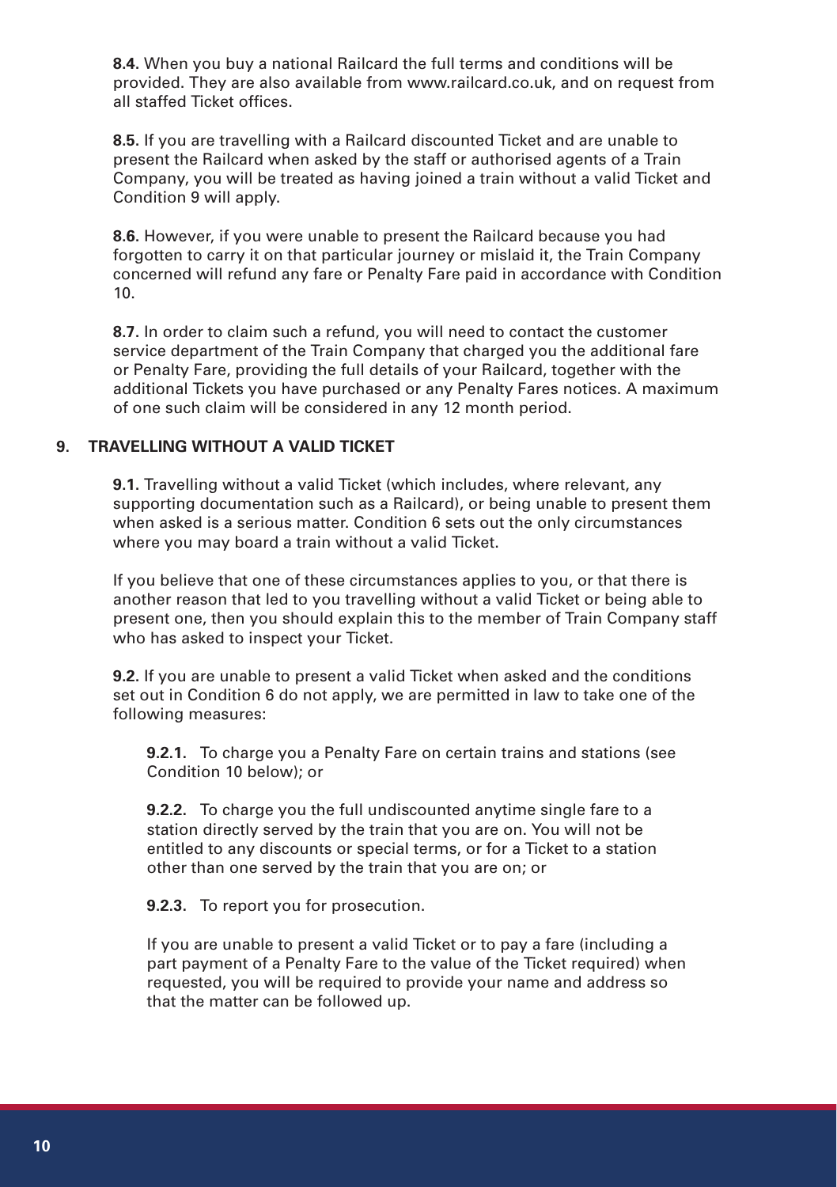**8.4.** When you buy a national Railcard the full terms and conditions will be provided. They are also available from www.railcard.co.uk, and on request from all staffed Ticket offices.

**8.5.** If you are travelling with a Railcard discounted Ticket and are unable to present the Railcard when asked by the staff or authorised agents of a Train Company, you will be treated as having joined a train without a valid Ticket and Condition 9 will apply.

**8.6.** However, if you were unable to present the Railcard because you had forgotten to carry it on that particular journey or mislaid it, the Train Company concerned will refund any fare or Penalty Fare paid in accordance with Condition 10.

**8.7.** In order to claim such a refund, you will need to contact the customer service department of the Train Company that charged you the additional fare or Penalty Fare, providing the full details of your Railcard, together with the additional Tickets you have purchased or any Penalty Fares notices. A maximum of one such claim will be considered in any 12 month period.

## 9. TRAVELLING WITHOUT A VALID TICKET

**9.1.** Travelling without a valid Ticket (which includes, where relevant, any supporting documentation such as a Railcard), or being unable to present them when asked is a serious matter. Condition 6 sets out the only circumstances where you may board a train without a valid Ticket.

If you believe that one of these circumstances applies to you, or that there is another reason that led to you travelling without a valid Ticket or being able to present one, then you should explain this to the member of Train Company staff who has asked to inspect your Ticket.

**9.2.** If you are unable to present a valid Ticket when asked and the conditions set out in Condition 6 do not apply, we are permitted in law to take one of the following measures:

**9.2.1.** To charge you a Penalty Fare on certain trains and stations (see Condition 10 below); or

**9.2.2.** To charge you the full undiscounted anytime single fare to a station directly served by the train that you are on. You will not be entitled to any discounts or special terms, or for a Ticket to a station other than one served by the train that you are on; or

**9.2.3.** To report you for prosecution.

If you are unable to present a valid Ticket or to pay a fare (including a part payment of a Penalty Fare to the value of the Ticket required) when requested, you will be required to provide your name and address so that the matter can be followed up.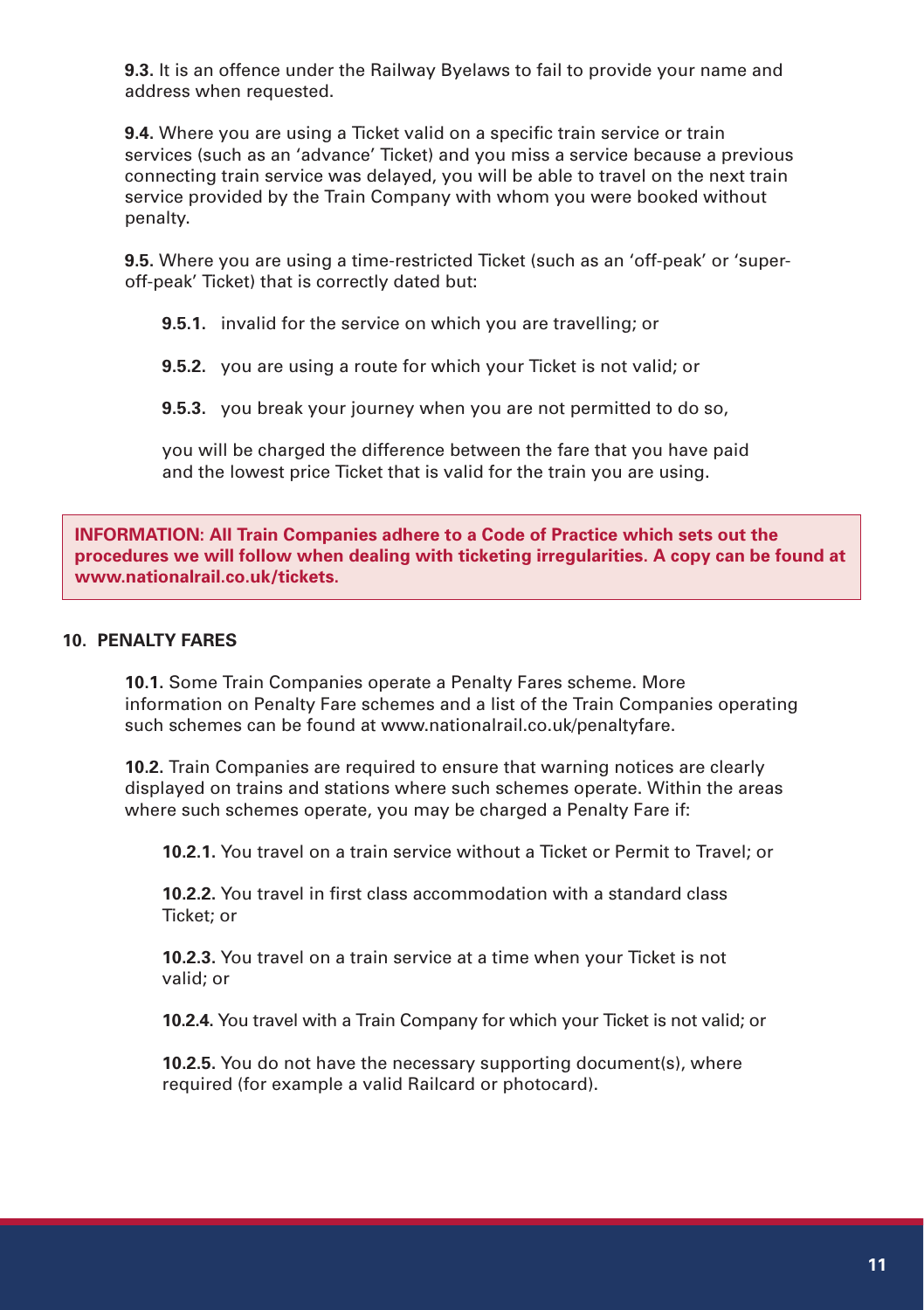**9.3.** It is an offence under the Railway Byelaws to fail to provide your name and address when requested.

**9.4.** Where you are using a Ticket valid on a specific train service or train services (such as an 'advance' Ticket) and you miss a service because a previous connecting train service was delayed, you will be able to travel on the next train service provided by the Train Company with whom you were booked without penalty.

**9.5.** Where you are using a time-restricted Ticket (such as an 'off-peak' or 'super-off-peak' Ticket) that is correctly dated but:

**9.5.1.** invalid for the service on which you are travelling; or

**9.5.2.** you are using a route for which your Ticket is not valid; or

**9.5.3.** you break your journey when you are not permitted to do so,

you will be charged the difference between the fare that you have paid and the lowest price Ticket that is valid for the train you are using.

**INFORMATION: All Train Companies adhere to a Code of Practice which sets out the procedures we will follow when dealing with ticketing irregularities. A copy can be found at www.nationalrail.co.uk/tickets.**

## 10. PENALTY FARES

**10.1.** Some Train Companies operate a Penalty Fares scheme. More information on Penalty Fare schemes and a list of the Train Companies operating such schemes can be found at www.nationalrail.co.uk/penaltyfare.

**10.2.** Train Companies are required to ensure that warning notices are clearly displayed on trains and stations where such schemes operate. Within the areas where such schemes operate, you may be charged a Penalty Fare if:

**10.2.1.** You travel on a train service without a Ticket or Permit to Travel; or

**10.2.2.** You travel in first class accommodation with a standard class Ticket; or

**10.2.3.** You travel on a train service at a time when your Ticket is not valid; or

**10.2.4.** You travel with a Train Company for which your Ticket is not valid; or

**10.2.5.** You do not have the necessary supporting document(s), where required (for example a valid Railcard or photocard).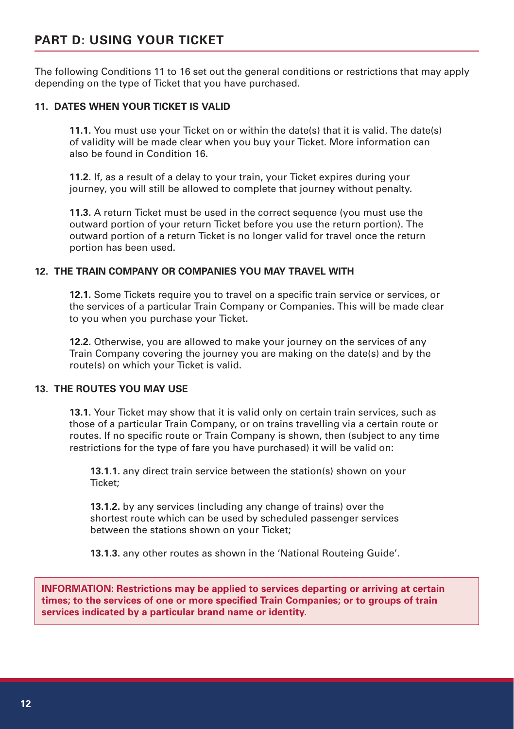## PART D: USING YOUR TICKET

The following Conditions 11 to 16 set out the general conditions or restrictions that may apply depending on the type of Ticket that you have purchased.

### 11. DATES WHEN YOUR TICKET IS VALID

**11.1.** You must use your Ticket on or within the date(s) that it is valid. The date(s) of validity will be made clear when you buy your Ticket. More information can also be found in Condition 16.

**11.2.** If, as a result of a delay to your train, your Ticket expires during your journey, you will still be allowed to complete that journey without penalty.

**11.3.** A return Ticket must be used in the correct sequence (you must use the outward portion of your return Ticket before you use the return portion). The outward portion of a return Ticket is no longer valid for travel once the return portion has been used.

### 12. THE TRAIN COMPANY OR COMPANIES YOU MAY TRAVEL WITH

**12.1.** Some Tickets require you to travel on a specific train service or services, or the services of a particular Train Company or Companies. This will be made clear to you when you purchase your Ticket.

**12.2.** Otherwise, you are allowed to make your journey on the services of any Train Company covering the journey you are making on the date(s) and by the route(s) on which your Ticket is valid.

### 13. THE ROUTES YOU MAY USE

**13.1.** Your Ticket may show that it is valid only on certain train services, such as those of a particular Train Company, or on trains travelling via a certain route or routes. If no specific route or Train Company is shown, then (subject to any time restrictions for the type of fare you have purchased) it will be valid on:

**13.1.1.** any direct train service between the station(s) shown on your Ticket;

**13.1.2.** by any services (including any change of trains) over the shortest route which can be used by scheduled passenger services between the stations shown on your Ticket;

**13.1.3.** any other routes as shown in the 'National Routeing Guide'.

**INFORMATION: Restrictions may be applied to services departing or arriving at certain times; to the services of one or more specified Train Companies; or to groups of train services indicated by a particular brand name or identity.**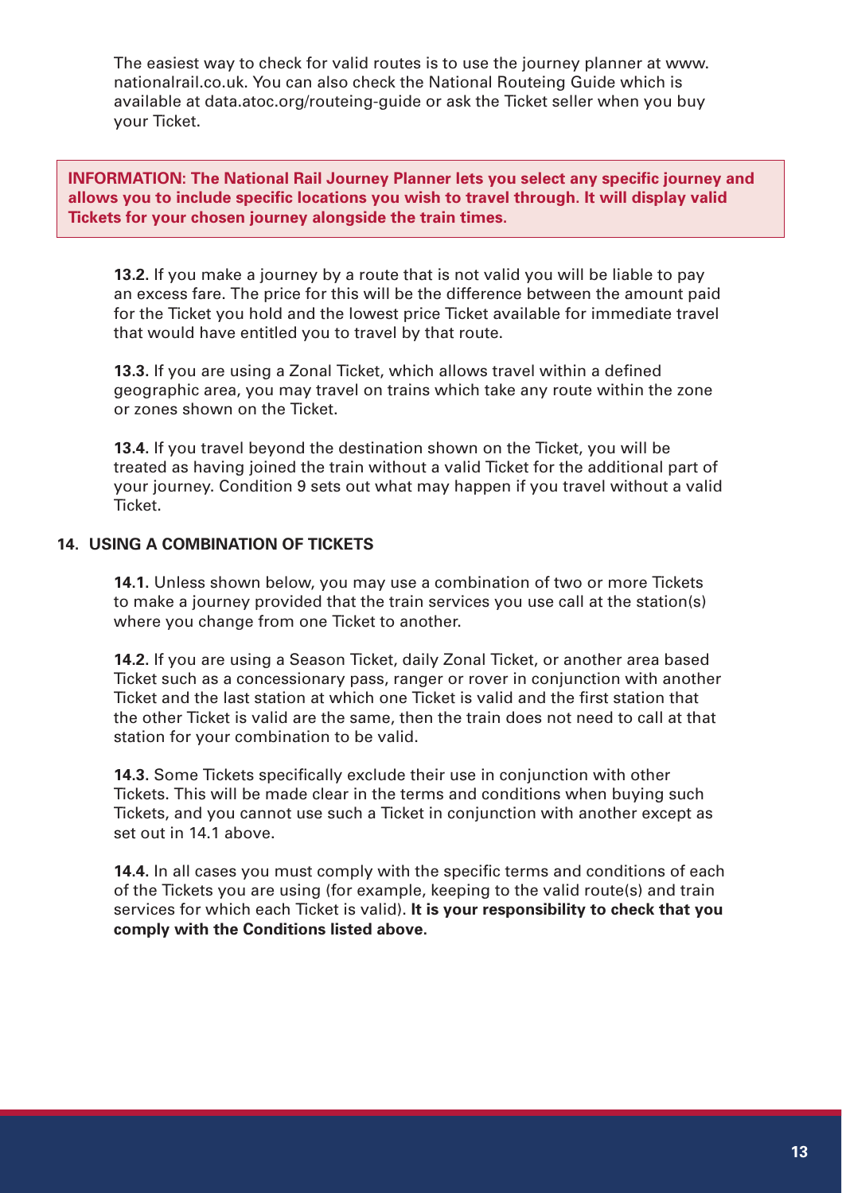The easiest way to check for valid routes is to use the journey planner at www.nationalrail.co.uk. You can also check the National Routeing Guide which is available at data.atoc.org/routeing-guide or ask the Ticket seller when you buy your Ticket.

**INFORMATION: The National Rail Journey Planner lets you select any specific journey and allows you to include specific locations you wish to travel through. It will display valid Tickets for your chosen journey alongside the train times.**

**13.2.** If you make a journey by a route that is not valid you will be liable to pay an excess fare. The price for this will be the difference between the amount paid for the Ticket you hold and the lowest price Ticket available for immediate travel that would have entitled you to travel by that route.

**13.3.** If you are using a Zonal Ticket, which allows travel within a defined geographic area, you may travel on trains which take any route within the zone or zones shown on the Ticket.

**13.4.** If you travel beyond the destination shown on the Ticket, you will be treated as having joined the train without a valid Ticket for the additional part of your journey. Condition 9 sets out what may happen if you travel without a valid Ticket.

## 14. USING A COMBINATION OF TICKETS

**14.1.** Unless shown below, you may use a combination of two or more Tickets to make a journey provided that the train services you use call at the station(s) where you change from one Ticket to another.

**14.2.** If you are using a Season Ticket, daily Zonal Ticket, or another area based Ticket such as a concessionary pass, ranger or rover in conjunction with another Ticket and the last station at which one Ticket is valid and the first station that the other Ticket is valid are the same, then the train does not need to call at that station for your combination to be valid.

**14.3.** Some Tickets specifically exclude their use in conjunction with other Tickets. This will be made clear in the terms and conditions when buying such Tickets, and you cannot use such a Ticket in conjunction with another except as set out in 14.1 above.

**14.4.** In all cases you must comply with the specific terms and conditions of each of the Tickets you are using (for example, keeping to the valid route(s) and train services for which each Ticket is valid). **It is your responsibility to check that you comply with the Conditions listed above.**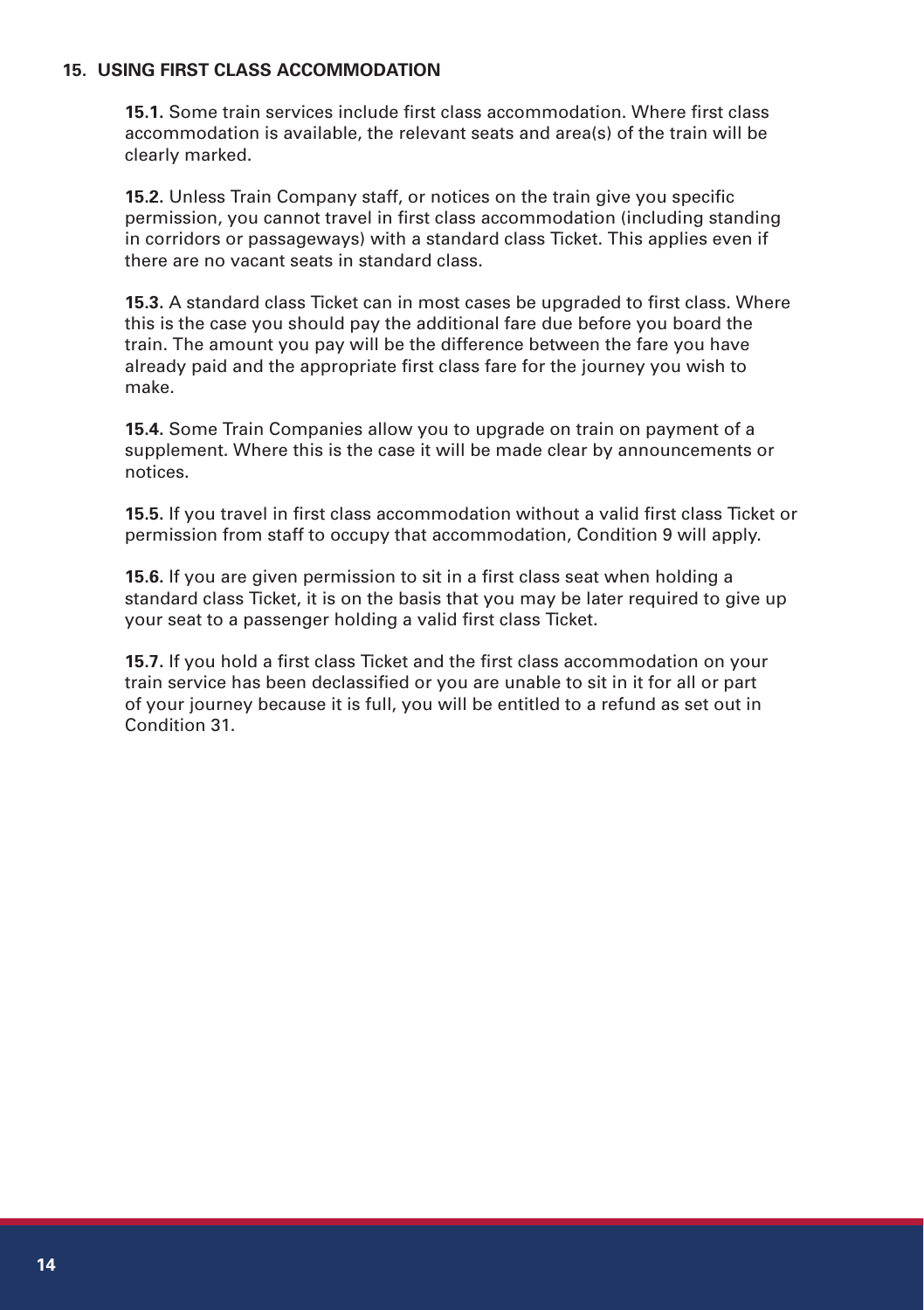## 15. USING FIRST CLASS ACCOMMODATION

**15.1.** Some train services include first class accommodation. Where first class accommodation is available, the relevant seats and area(s) of the train will be clearly marked.

**15.2.** Unless Train Company staff, or notices on the train give you specific permission, you cannot travel in first class accommodation (including standing in corridors or passageways) with a standard class Ticket. This applies even if there are no vacant seats in standard class.

**15.3.** A standard class Ticket can in most cases be upgraded to first class. Where this is the case you should pay the additional fare due before you board the train. The amount you pay will be the difference between the fare you have already paid and the appropriate first class fare for the journey you wish to make.

**15.4.** Some Train Companies allow you to upgrade on train on payment of a supplement. Where this is the case it will be made clear by announcements or notices.

**15.5.** If you travel in first class accommodation without a valid first class Ticket or permission from staff to occupy that accommodation, Condition 9 will apply.

**15.6.** If you are given permission to sit in a first class seat when holding a standard class Ticket, it is on the basis that you may be later required to give up your seat to a passenger holding a valid first class Ticket.

**15.7.** If you hold a first class Ticket and the first class accommodation on your train service has been declassified or you are unable to sit in it for all or part of your journey because it is full, you will be entitled to a refund as set out in Condition 31.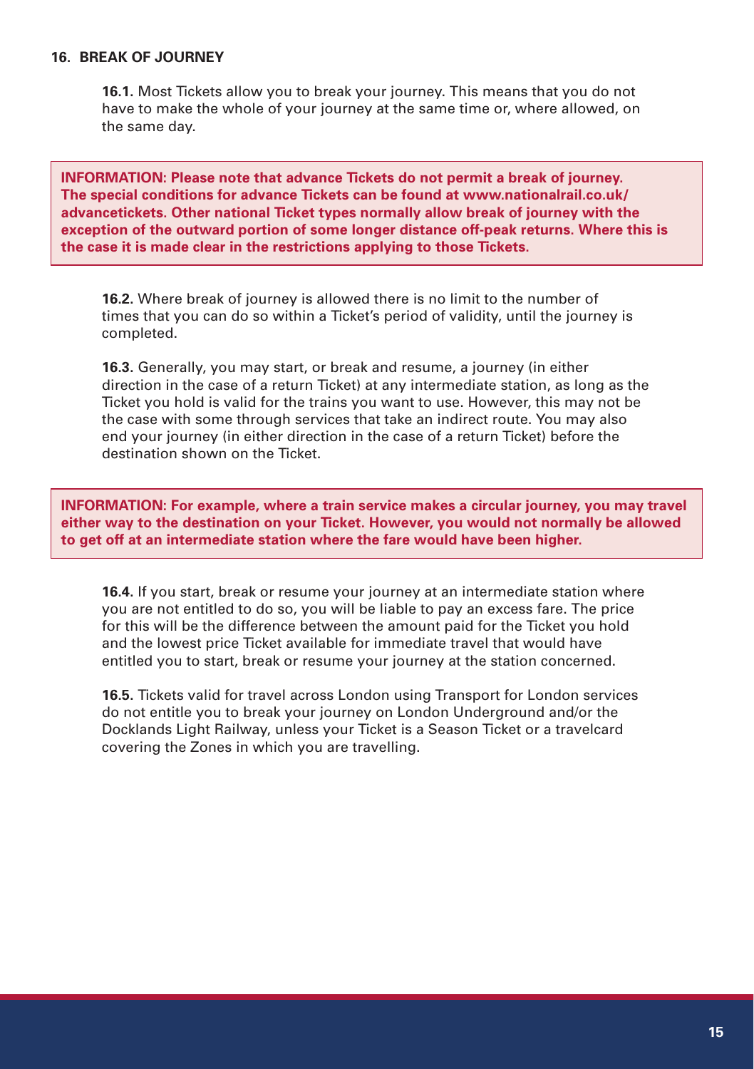## 16. BREAK OF JOURNEY

**16.1.** Most Tickets allow you to break your journey. This means that you do not have to make the whole of your journey at the same time or, where allowed, on the same day.

**INFORMATION: Please note that advance Tickets do not permit a break of journey. The special conditions for advance Tickets can be found at www.nationalrail.co.uk/advancetickets. Other national Ticket types normally allow break of journey with the exception of the outward portion of some longer distance off-peak returns. Where this is the case it is made clear in the restrictions applying to those Tickets.**

**16.2.** Where break of journey is allowed there is no limit to the number of times that you can do so within a Ticket's period of validity, until the journey is completed.

**16.3.** Generally, you may start, or break and resume, a journey (in either direction in the case of a return Ticket) at any intermediate station, as long as the Ticket you hold is valid for the trains you want to use. However, this may not be the case with some through services that take an indirect route. You may also end your journey (in either direction in the case of a return Ticket) before the destination shown on the Ticket.

**INFORMATION: For example, where a train service makes a circular journey, you may travel either way to the destination on your Ticket. However, you would not normally be allowed to get off at an intermediate station where the fare would have been higher.**

**16.4.** If you start, break or resume your journey at an intermediate station where you are not entitled to do so, you will be liable to pay an excess fare. The price for this will be the difference between the amount paid for the Ticket you hold and the lowest price Ticket available for immediate travel that would have entitled you to start, break or resume your journey at the station concerned.

**16.5.** Tickets valid for travel across London using Transport for London services do not entitle you to break your journey on London Underground and/or the Docklands Light Railway, unless your Ticket is a Season Ticket or a travelcard covering the Zones in which you are travelling.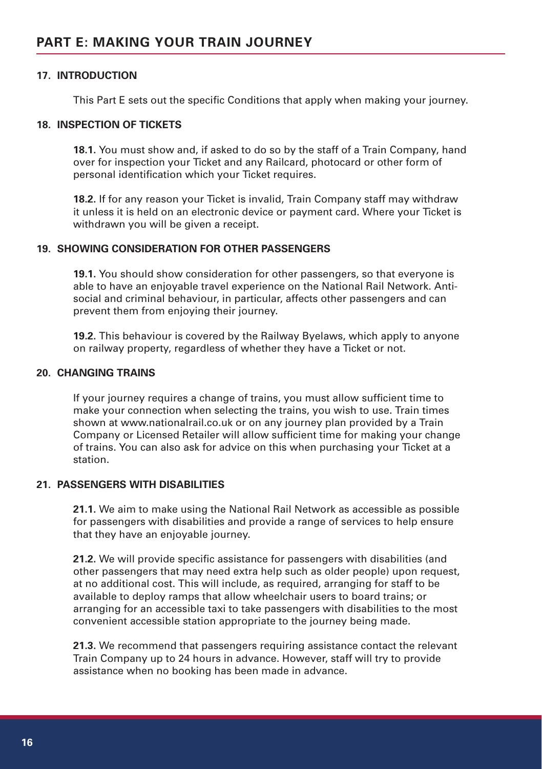## PART E: MAKING YOUR TRAIN JOURNEY

### 17. INTRODUCTION

This Part E sets out the specific Conditions that apply when making your journey.

### 18. INSPECTION OF TICKETS

**18.1.** You must show and, if asked to do so by the staff of a Train Company, hand over for inspection your Ticket and any Railcard, photocard or other form of personal identification which your Ticket requires.

**18.2.** If for any reason your Ticket is invalid, Train Company staff may withdraw it unless it is held on an electronic device or payment card. Where your Ticket is withdrawn you will be given a receipt.

### 19. SHOWING CONSIDERATION FOR OTHER PASSENGERS

**19.1.** You should show consideration for other passengers, so that everyone is able to have an enjoyable travel experience on the National Rail Network. Anti-social and criminal behaviour, in particular, affects other passengers and can prevent them from enjoying their journey.

**19.2.** This behaviour is covered by the Railway Byelaws, which apply to anyone on railway property, regardless of whether they have a Ticket or not.

### 20. CHANGING TRAINS

If your journey requires a change of trains, you must allow sufficient time to make your connection when selecting the trains, you wish to use. Train times shown at www.nationalrail.co.uk or on any journey plan provided by a Train Company or Licensed Retailer will allow sufficient time for making your change of trains. You can also ask for advice on this when purchasing your Ticket at a station.

### 21. PASSENGERS WITH DISABILITIES

**21.1.** We aim to make using the National Rail Network as accessible as possible for passengers with disabilities and provide a range of services to help ensure that they have an enjoyable journey.

**21.2.** We will provide specific assistance for passengers with disabilities (and other passengers that may need extra help such as older people) upon request, at no additional cost. This will include, as required, arranging for staff to be available to deploy ramps that allow wheelchair users to board trains; or arranging for an accessible taxi to take passengers with disabilities to the most convenient accessible station appropriate to the journey being made.

**21.3.** We recommend that passengers requiring assistance contact the relevant Train Company up to 24 hours in advance. However, staff will try to provide assistance when no booking has been made in advance.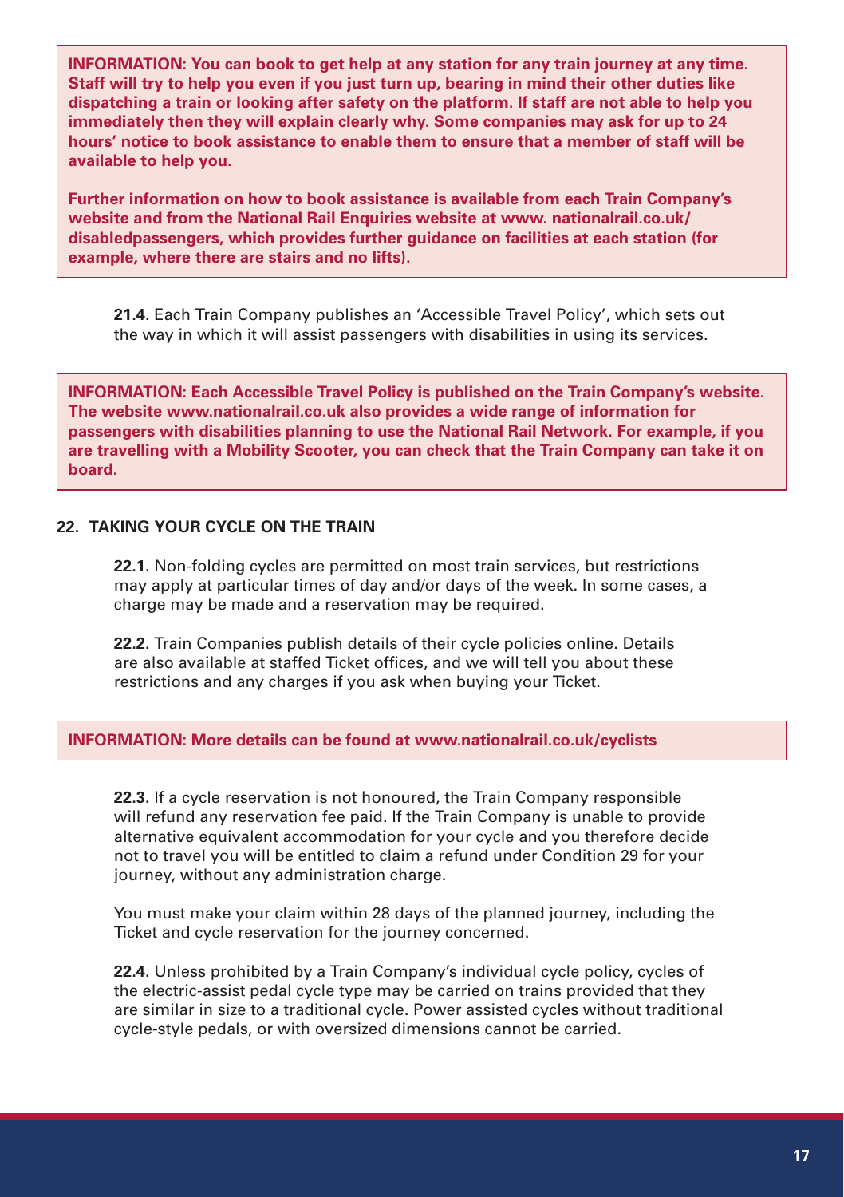**INFORMATION: You can book to get help at any station for any train journey at any time. Staff will try to help you even if you just turn up, bearing in mind their other duties like dispatching a train or looking after safety on the platform. If staff are not able to help you immediately then they will explain clearly why. Some companies may ask for up to 24 hours' notice to book assistance to enable them to ensure that a member of staff will be available to help you.**

**Further information on how to book assistance is available from each Train Company's website and from the National Rail Enquiries website at www. nationalrail.co.uk/ disabledpassengers, which provides further guidance on facilities at each station (for example, where there are stairs and no lifts).**

**21.4.** Each Train Company publishes an 'Accessible Travel Policy', which sets out the way in which it will assist passengers with disabilities in using its services.

**INFORMATION: Each Accessible Travel Policy is published on the Train Company's website. The website www.nationalrail.co.uk also provides a wide range of information for passengers with disabilities planning to use the National Rail Network. For example, if you are travelling with a Mobility Scooter, you can check that the Train Company can take it on board.**

## 22. TAKING YOUR CYCLE ON THE TRAIN

**22.1.** Non-folding cycles are permitted on most train services, but restrictions may apply at particular times of day and/or days of the week. In some cases, a charge may be made and a reservation may be required.

**22.2.** Train Companies publish details of their cycle policies online. Details are also available at staffed Ticket offices, and we will tell you about these restrictions and any charges if you ask when buying your Ticket.

**INFORMATION: More details can be found at www.nationalrail.co.uk/cyclists**

**22.3.** If a cycle reservation is not honoured, the Train Company responsible will refund any reservation fee paid. If the Train Company is unable to provide alternative equivalent accommodation for your cycle and you therefore decide not to travel you will be entitled to claim a refund under Condition 29 for your journey, without any administration charge.

You must make your claim within 28 days of the planned journey, including the Ticket and cycle reservation for the journey concerned.

**22.4.** Unless prohibited by a Train Company's individual cycle policy, cycles of the electric-assist pedal cycle type may be carried on trains provided that they are similar in size to a traditional cycle. Power assisted cycles without traditional cycle-style pedals, or with oversized dimensions cannot be carried.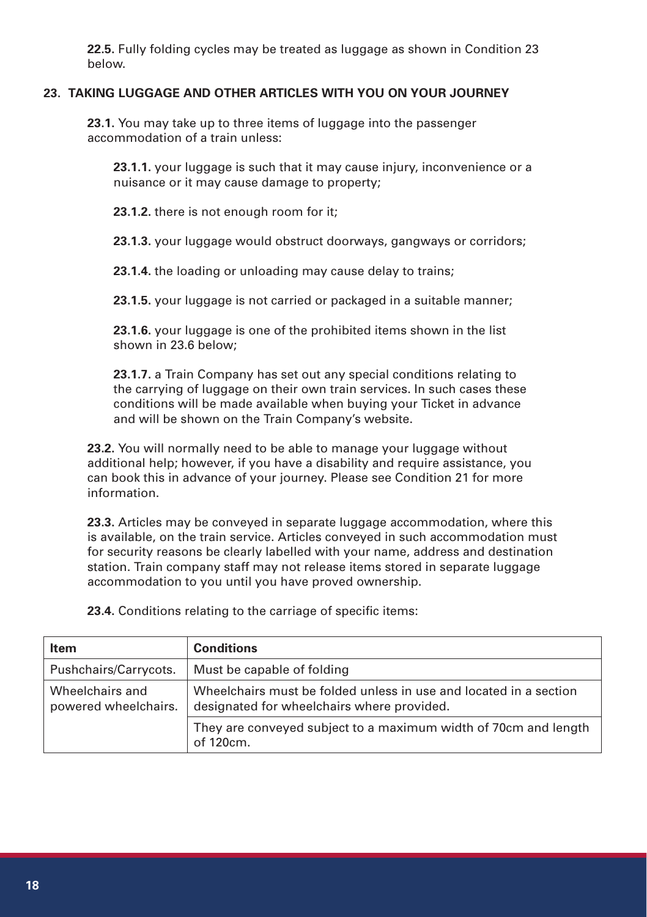**22.5.** Fully folding cycles may be treated as luggage as shown in Condition 23 below.

## 23. TAKING LUGGAGE AND OTHER ARTICLES WITH YOU ON YOUR JOURNEY

**23.1.** You may take up to three items of luggage into the passenger accommodation of a train unless:

**23.1.1.** your luggage is such that it may cause injury, inconvenience or a nuisance or it may cause damage to property;

**23.1.2.** there is not enough room for it;

**23.1.3.** your luggage would obstruct doorways, gangways or corridors;

**23.1.4.** the loading or unloading may cause delay to trains;

**23.1.5.** your luggage is not carried or packaged in a suitable manner;

**23.1.6**. your luggage is one of the prohibited items shown in the list shown in 23.6 below;

**23.1.7.** a Train Company has set out any special conditions relating to the carrying of luggage on their own train services. In such cases these conditions will be made available when buying your Ticket in advance and will be shown on the Train Company's website.

**23.2.** You will normally need to be able to manage your luggage without additional help; however, if you have a disability and require assistance, you can book this in advance of your journey. Please see Condition 21 for more information.

**23.3.** Articles may be conveyed in separate luggage accommodation, where this is available, on the train service. Articles conveyed in such accommodation must for security reasons be clearly labelled with your name, address and destination station. Train company staff may not release items stored in separate luggage accommodation to you until you have proved ownership.

**23.4.** Conditions relating to the carriage of specific items:

| Item | Conditions |
|---|---|
| Pushchairs/Carrycots. | Must be capable of folding |
| Wheelchairs and powered wheelchairs. | Wheelchairs must be folded unless in use and located in a section designated for wheelchairs where provided. |
| | They are conveyed subject to a maximum width of 70cm and length of 120cm. |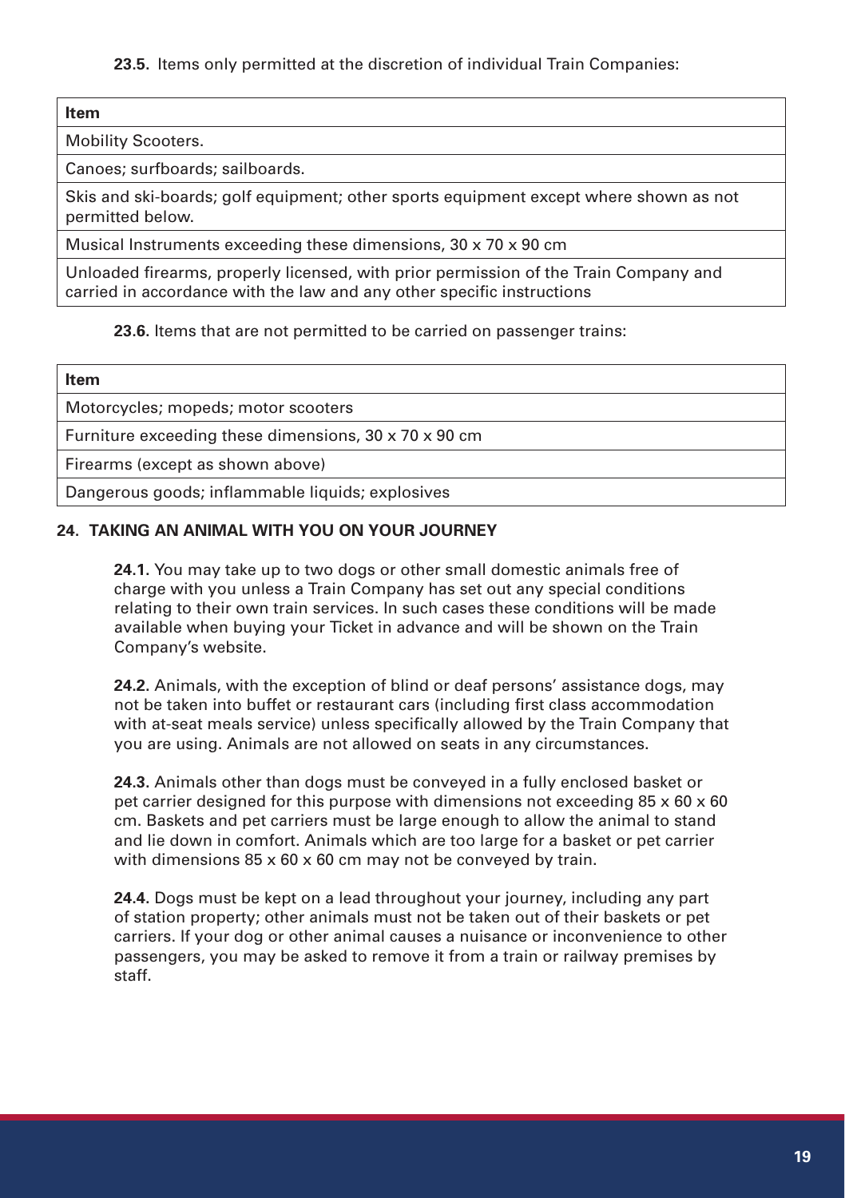**23.5.** Items only permitted at the discretion of individual Train Companies:

| Item |
|---|
| Mobility Scooters. |
| Canoes; surfboards; sailboards. |
| Skis and ski-boards; golf equipment; other sports equipment except where shown as not permitted below. |
| Musical Instruments exceeding these dimensions, 30 x 70 x 90 cm |
| Unloaded firearms, properly licensed, with prior permission of the Train Company and carried in accordance with the law and any other specific instructions |

**23.6.** Items that are not permitted to be carried on passenger trains:

| Item |
|---|
| Motorcycles; mopeds; motor scooters |
| Furniture exceeding these dimensions, 30 x 70 x 90 cm |
| Firearms (except as shown above) |
| Dangerous goods; inflammable liquids; explosives |

## 24. TAKING AN ANIMAL WITH YOU ON YOUR JOURNEY

**24.1.** You may take up to two dogs or other small domestic animals free of charge with you unless a Train Company has set out any special conditions relating to their own train services. In such cases these conditions will be made available when buying your Ticket in advance and will be shown on the Train Company's website.

**24.2.** Animals, with the exception of blind or deaf persons' assistance dogs, may not be taken into buffet or restaurant cars (including first class accommodation with at-seat meals service) unless specifically allowed by the Train Company that you are using. Animals are not allowed on seats in any circumstances.

**24.3.** Animals other than dogs must be conveyed in a fully enclosed basket or pet carrier designed for this purpose with dimensions not exceeding 85 x 60 x 60 cm. Baskets and pet carriers must be large enough to allow the animal to stand and lie down in comfort. Animals which are too large for a basket or pet carrier with dimensions 85 x 60 x 60 cm may not be conveyed by train.

**24.4.** Dogs must be kept on a lead throughout your journey, including any part of station property; other animals must not be taken out of their baskets or pet carriers. If your dog or other animal causes a nuisance or inconvenience to other passengers, you may be asked to remove it from a train or railway premises by staff.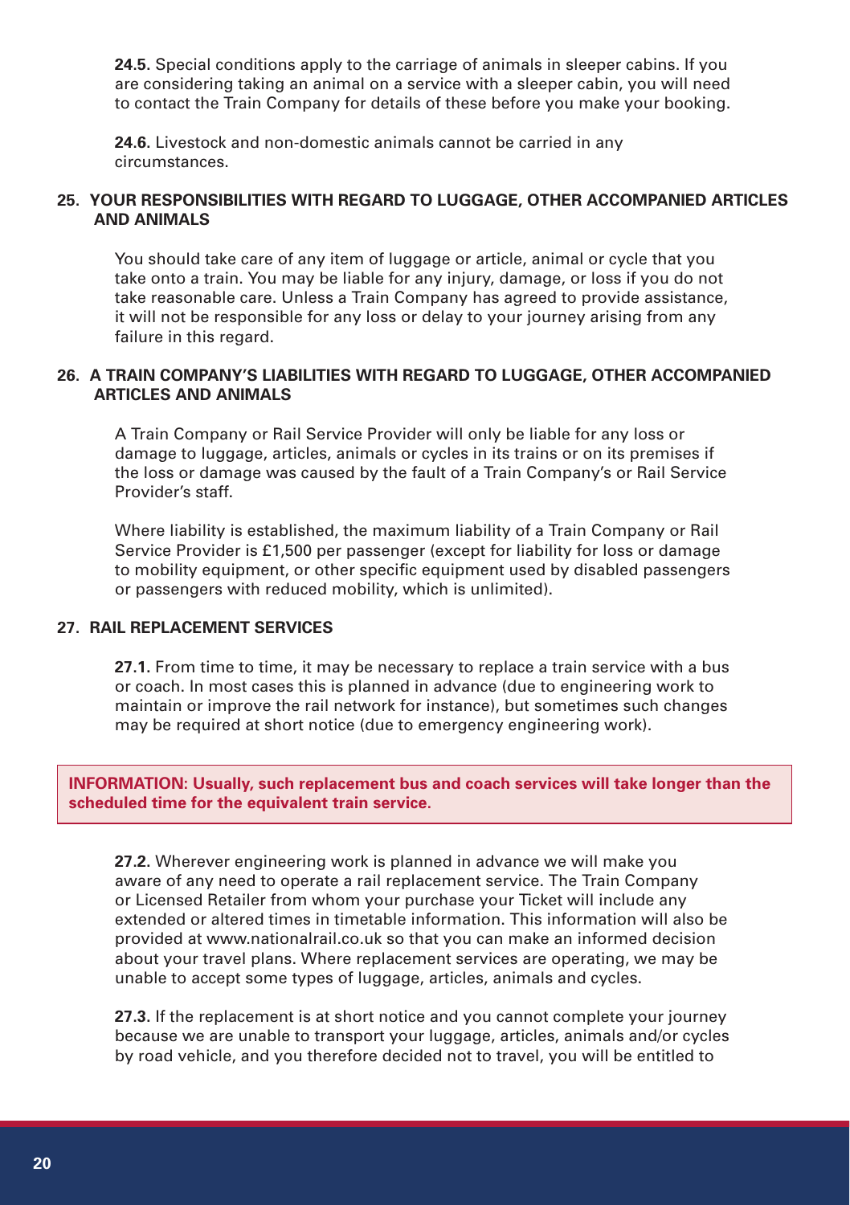**24.5.** Special conditions apply to the carriage of animals in sleeper cabins. If you are considering taking an animal on a service with a sleeper cabin, you will need to contact the Train Company for details of these before you make your booking.

**24.6.** Livestock and non-domestic animals cannot be carried in any circumstances.

### 25. YOUR RESPONSIBILITIES WITH REGARD TO LUGGAGE, OTHER ACCOMPANIED ARTICLES AND ANIMALS

You should take care of any item of luggage or article, animal or cycle that you take onto a train. You may be liable for any injury, damage, or loss if you do not take reasonable care. Unless a Train Company has agreed to provide assistance, it will not be responsible for any loss or delay to your journey arising from any failure in this regard.

### 26. A TRAIN COMPANY'S LIABILITIES WITH REGARD TO LUGGAGE, OTHER ACCOMPANIED ARTICLES AND ANIMALS

A Train Company or Rail Service Provider will only be liable for any loss or damage to luggage, articles, animals or cycles in its trains or on its premises if the loss or damage was caused by the fault of a Train Company's or Rail Service Provider's staff.

Where liability is established, the maximum liability of a Train Company or Rail Service Provider is £1,500 per passenger (except for liability for loss or damage to mobility equipment, or other specific equipment used by disabled passengers or passengers with reduced mobility, which is unlimited).

### 27. RAIL REPLACEMENT SERVICES

**27.1.** From time to time, it may be necessary to replace a train service with a bus or coach. In most cases this is planned in advance (due to engineering work to maintain or improve the rail network for instance), but sometimes such changes may be required at short notice (due to emergency engineering work).

**INFORMATION: Usually, such replacement bus and coach services will take longer than the scheduled time for the equivalent train service.**

**27.2.** Wherever engineering work is planned in advance we will make you aware of any need to operate a rail replacement service. The Train Company or Licensed Retailer from whom your purchase your Ticket will include any extended or altered times in timetable information. This information will also be provided at www.nationalrail.co.uk so that you can make an informed decision about your travel plans. Where replacement services are operating, we may be unable to accept some types of luggage, articles, animals and cycles.

**27.3.** If the replacement is at short notice and you cannot complete your journey because we are unable to transport your luggage, articles, animals and/or cycles by road vehicle, and you therefore decided not to travel, you will be entitled to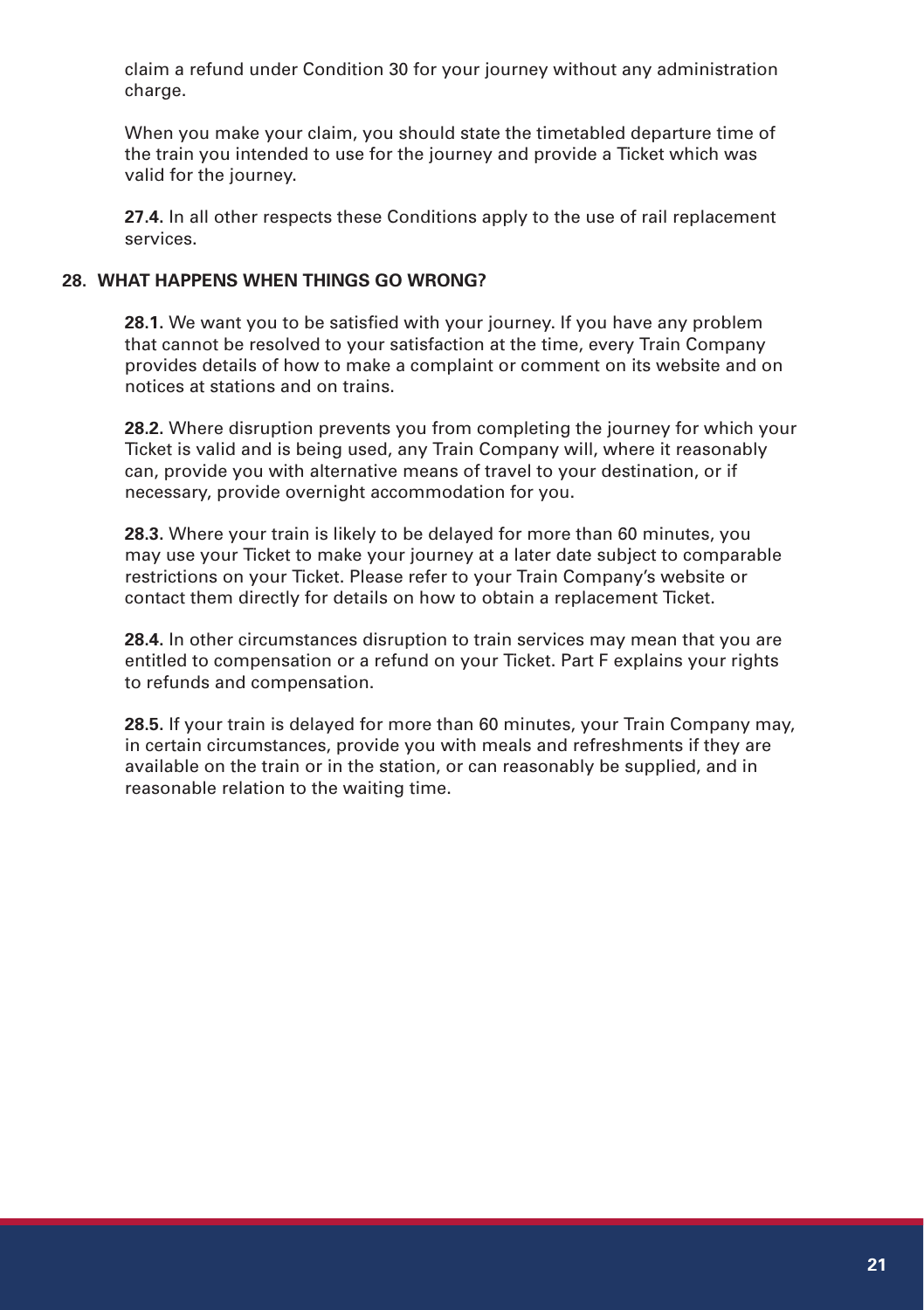claim a refund under Condition 30 for your journey without any administration charge.

When you make your claim, you should state the timetabled departure time of the train you intended to use for the journey and provide a Ticket which was valid for the journey.

**27.4.** In all other respects these Conditions apply to the use of rail replacement services.

## 28. WHAT HAPPENS WHEN THINGS GO WRONG?

**28.1.** We want you to be satisfied with your journey. If you have any problem that cannot be resolved to your satisfaction at the time, every Train Company provides details of how to make a complaint or comment on its website and on notices at stations and on trains.

**28.2.** Where disruption prevents you from completing the journey for which your Ticket is valid and is being used, any Train Company will, where it reasonably can, provide you with alternative means of travel to your destination, or if necessary, provide overnight accommodation for you.

**28.3.** Where your train is likely to be delayed for more than 60 minutes, you may use your Ticket to make your journey at a later date subject to comparable restrictions on your Ticket. Please refer to your Train Company's website or contact them directly for details on how to obtain a replacement Ticket.

**28.4.** In other circumstances disruption to train services may mean that you are entitled to compensation or a refund on your Ticket. Part F explains your rights to refunds and compensation.

**28.5.** If your train is delayed for more than 60 minutes, your Train Company may, in certain circumstances, provide you with meals and refreshments if they are available on the train or in the station, or can reasonably be supplied, and in reasonable relation to the waiting time.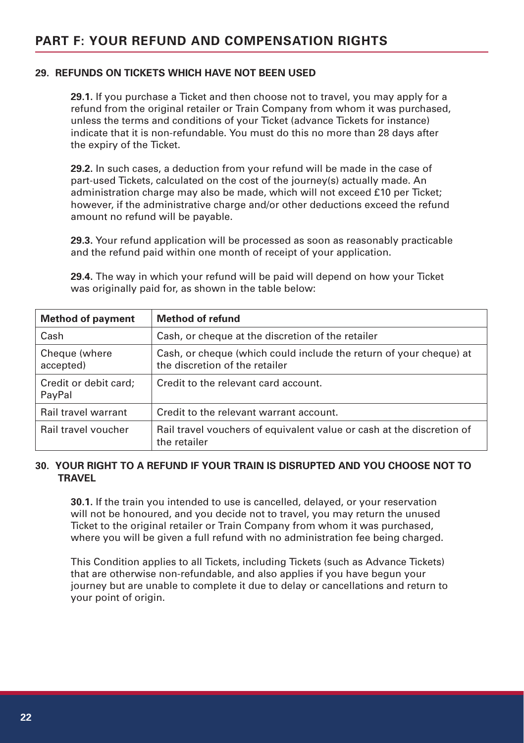## PART F: YOUR REFUND AND COMPENSATION RIGHTS

### 29. REFUNDS ON TICKETS WHICH HAVE NOT BEEN USED

**29.1.** If you purchase a Ticket and then choose not to travel, you may apply for a refund from the original retailer or Train Company from whom it was purchased, unless the terms and conditions of your Ticket (advance Tickets for instance) indicate that it is non-refundable. You must do this no more than 28 days after the expiry of the Ticket.

**29.2.** In such cases, a deduction from your refund will be made in the case of part-used Tickets, calculated on the cost of the journey(s) actually made. An administration charge may also be made, which will not exceed £10 per Ticket; however, if the administrative charge and/or other deductions exceed the refund amount no refund will be payable.

**29.3.** Your refund application will be processed as soon as reasonably practicable and the refund paid within one month of receipt of your application.

**29.4.** The way in which your refund will be paid will depend on how your Ticket was originally paid for, as shown in the table below:

| Method of payment | Method of refund |
| --- | --- |
| Cash | Cash, or cheque at the discretion of the retailer |
| Cheque (where accepted) | Cash, or cheque (which could include the return of your cheque) at the discretion of the retailer |
| Credit or debit card; PayPal | Credit to the relevant card account. |
| Rail travel warrant | Credit to the relevant warrant account. |
| Rail travel voucher | Rail travel vouchers of equivalent value or cash at the discretion of the retailer |

### 30. YOUR RIGHT TO A REFUND IF YOUR TRAIN IS DISRUPTED AND YOU CHOOSE NOT TO TRAVEL

**30.1.** If the train you intended to use is cancelled, delayed, or your reservation will not be honoured, and you decide not to travel, you may return the unused Ticket to the original retailer or Train Company from whom it was purchased, where you will be given a full refund with no administration fee being charged.

This Condition applies to all Tickets, including Tickets (such as Advance Tickets) that are otherwise non-refundable, and also applies if you have begun your journey but are unable to complete it due to delay or cancellations and return to your point of origin.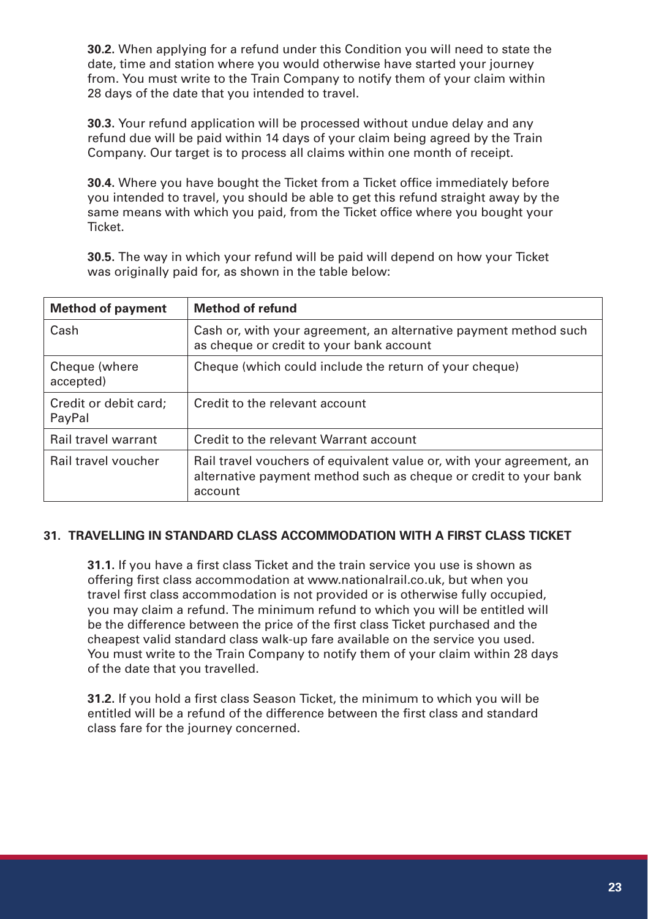**30.2.** When applying for a refund under this Condition you will need to state the date, time and station where you would otherwise have started your journey from. You must write to the Train Company to notify them of your claim within 28 days of the date that you intended to travel.

**30.3.** Your refund application will be processed without undue delay and any refund due will be paid within 14 days of your claim being agreed by the Train Company. Our target is to process all claims within one month of receipt.

**30.4.** Where you have bought the Ticket from a Ticket office immediately before you intended to travel, you should be able to get this refund straight away by the same means with which you paid, from the Ticket office where you bought your Ticket.

**30.5.** The way in which your refund will be paid will depend on how your Ticket was originally paid for, as shown in the table below:

| Method of payment | Method of refund |
|---|---|
| Cash | Cash or, with your agreement, an alternative payment method such as cheque or credit to your bank account |
| Cheque (where accepted) | Cheque (which could include the return of your cheque) |
| Credit or debit card; PayPal | Credit to the relevant account |
| Rail travel warrant | Credit to the relevant Warrant account |
| Rail travel voucher | Rail travel vouchers of equivalent value or, with your agreement, an alternative payment method such as cheque or credit to your bank account |

## 31. TRAVELLING IN STANDARD CLASS ACCOMMODATION WITH A FIRST CLASS TICKET

**31.1.** If you have a first class Ticket and the train service you use is shown as offering first class accommodation at www.nationalrail.co.uk, but when you travel first class accommodation is not provided or is otherwise fully occupied, you may claim a refund. The minimum refund to which you will be entitled will be the difference between the price of the first class Ticket purchased and the cheapest valid standard class walk-up fare available on the service you used. You must write to the Train Company to notify them of your claim within 28 days of the date that you travelled.

**31.2.** If you hold a first class Season Ticket, the minimum to which you will be entitled will be a refund of the difference between the first class and standard class fare for the journey concerned.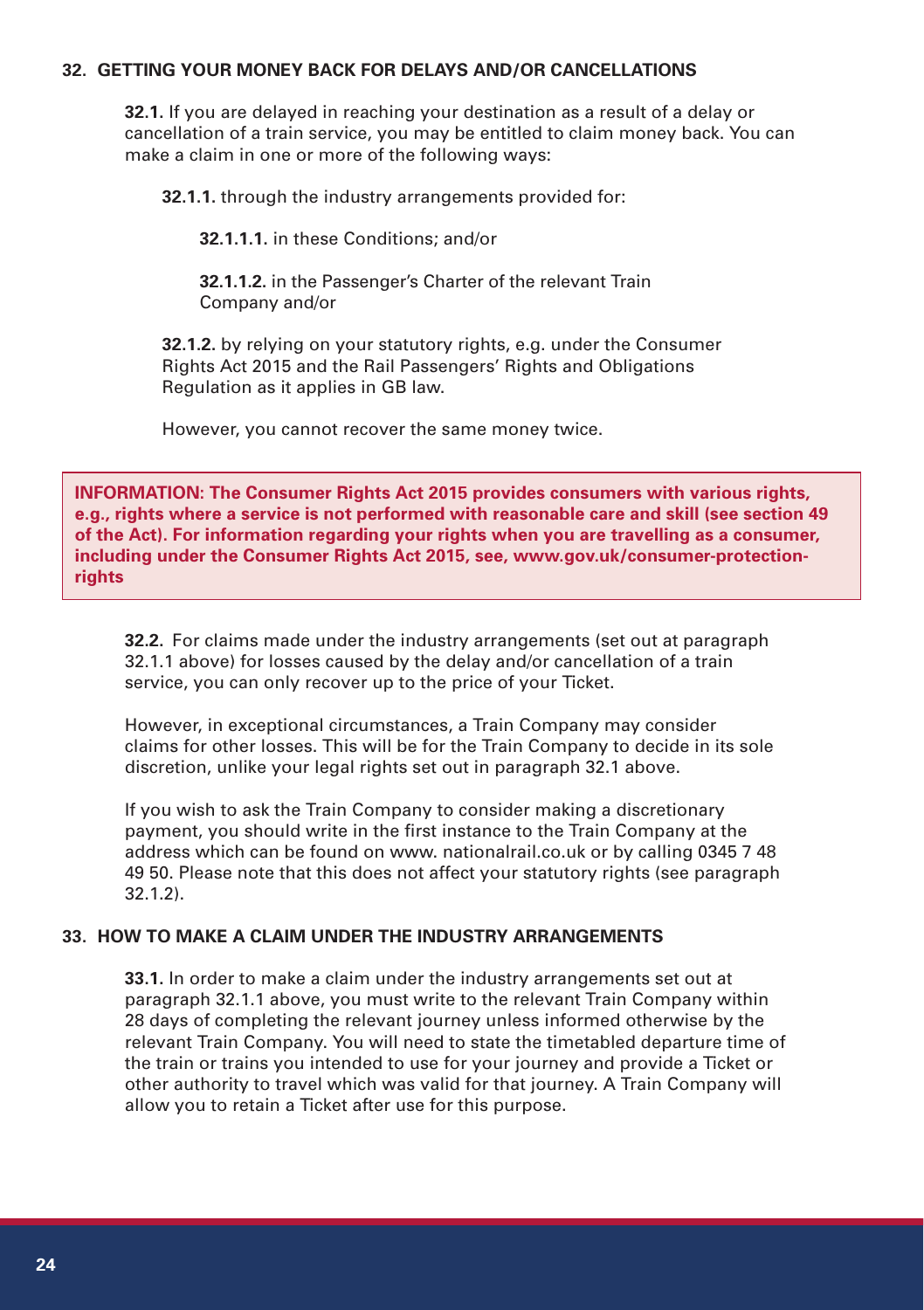## 32. GETTING YOUR MONEY BACK FOR DELAYS AND/OR CANCELLATIONS

**32.1.** If you are delayed in reaching your destination as a result of a delay or cancellation of a train service, you may be entitled to claim money back. You can make a claim in one or more of the following ways:

**32.1.1.** through the industry arrangements provided for:

**32.1.1.1.** in these Conditions; and/or

**32.1.1.2.** in the Passenger's Charter of the relevant Train Company and/or

**32.1.2.** by relying on your statutory rights, e.g. under the Consumer Rights Act 2015 and the Rail Passengers' Rights and Obligations Regulation as it applies in GB law.

However, you cannot recover the same money twice.

> **INFORMATION: The Consumer Rights Act 2015 provides consumers with various rights, e.g., rights where a service is not performed with reasonable care and skill (see section 49 of the Act). For information regarding your rights when you are travelling as a consumer, including under the Consumer Rights Act 2015, see, www.gov.uk/consumer-protection-rights**

**32.2.** For claims made under the industry arrangements (set out at paragraph 32.1.1 above) for losses caused by the delay and/or cancellation of a train service, you can only recover up to the price of your Ticket.

However, in exceptional circumstances, a Train Company may consider claims for other losses. This will be for the Train Company to decide in its sole discretion, unlike your legal rights set out in paragraph 32.1 above.

If you wish to ask the Train Company to consider making a discretionary payment, you should write in the first instance to the Train Company at the address which can be found on www. nationalrail.co.uk or by calling 0345 7 48 49 50. Please note that this does not affect your statutory rights (see paragraph 32.1.2).

## 33. HOW TO MAKE A CLAIM UNDER THE INDUSTRY ARRANGEMENTS

**33.1.** In order to make a claim under the industry arrangements set out at paragraph 32.1.1 above, you must write to the relevant Train Company within 28 days of completing the relevant journey unless informed otherwise by the relevant Train Company. You will need to state the timetabled departure time of the train or trains you intended to use for your journey and provide a Ticket or other authority to travel which was valid for that journey. A Train Company will allow you to retain a Ticket after use for this purpose.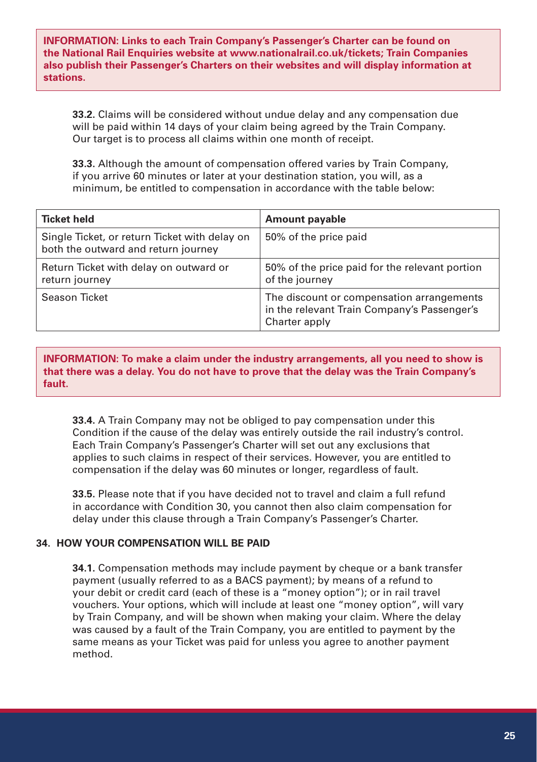**INFORMATION: Links to each Train Company's Passenger's Charter can be found on the National Rail Enquiries website at www.nationalrail.co.uk/tickets; Train Companies also publish their Passenger's Charters on their websites and will display information at stations.**

**33.2.** Claims will be considered without undue delay and any compensation due will be paid within 14 days of your claim being agreed by the Train Company. Our target is to process all claims within one month of receipt.

**33.3.** Although the amount of compensation offered varies by Train Company, if you arrive 60 minutes or later at your destination station, you will, as a minimum, be entitled to compensation in accordance with the table below:

| Ticket held | Amount payable |
|---|---|
| Single Ticket, or return Ticket with delay on both the outward and return journey | 50% of the price paid |
| Return Ticket with delay on outward or return journey | 50% of the price paid for the relevant portion of the journey |
| Season Ticket | The discount or compensation arrangements in the relevant Train Company's Passenger's Charter apply |

**INFORMATION: To make a claim under the industry arrangements, all you need to show is that there was a delay. You do not have to prove that the delay was the Train Company's fault.**

**33.4.** A Train Company may not be obliged to pay compensation under this Condition if the cause of the delay was entirely outside the rail industry's control. Each Train Company's Passenger's Charter will set out any exclusions that applies to such claims in respect of their services. However, you are entitled to compensation if the delay was 60 minutes or longer, regardless of fault.

**33.5.** Please note that if you have decided not to travel and claim a full refund in accordance with Condition 30, you cannot then also claim compensation for delay under this clause through a Train Company's Passenger's Charter.

## 34. HOW YOUR COMPENSATION WILL BE PAID

**34.1.** Compensation methods may include payment by cheque or a bank transfer payment (usually referred to as a BACS payment); by means of a refund to your debit or credit card (each of these is a "money option"); or in rail travel vouchers. Your options, which will include at least one "money option", will vary by Train Company, and will be shown when making your claim. Where the delay was caused by a fault of the Train Company, you are entitled to payment by the same means as your Ticket was paid for unless you agree to another payment method.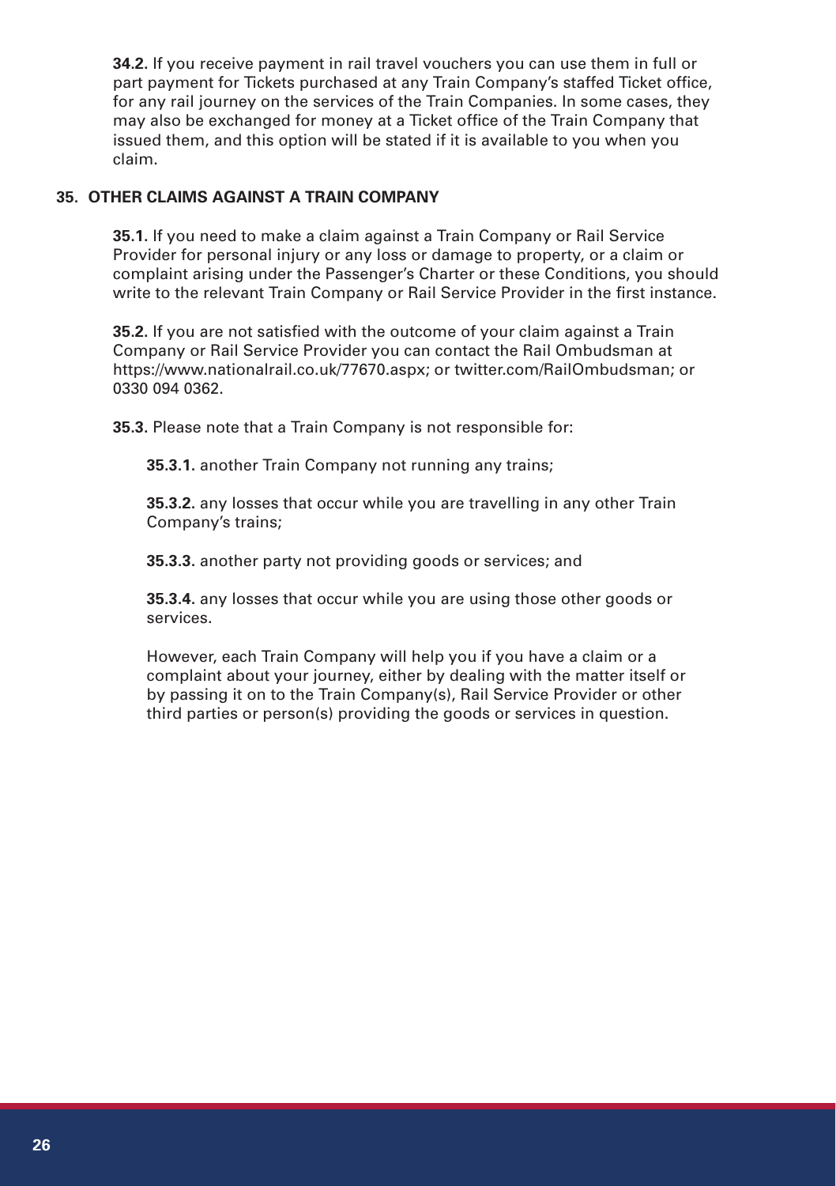**34.2.** If you receive payment in rail travel vouchers you can use them in full or part payment for Tickets purchased at any Train Company's staffed Ticket office, for any rail journey on the services of the Train Companies. In some cases, they may also be exchanged for money at a Ticket office of the Train Company that issued them, and this option will be stated if it is available to you when you claim.

## 35. OTHER CLAIMS AGAINST A TRAIN COMPANY

**35.1.** If you need to make a claim against a Train Company or Rail Service Provider for personal injury or any loss or damage to property, or a claim or complaint arising under the Passenger's Charter or these Conditions, you should write to the relevant Train Company or Rail Service Provider in the first instance.

**35.2.** If you are not satisfied with the outcome of your claim against a Train Company or Rail Service Provider you can contact the Rail Ombudsman at https://www.nationalrail.co.uk/77670.aspx; or twitter.com/RailOmbudsman; or 0330 094 0362.

**35.3.** Please note that a Train Company is not responsible for:

**35.3.1.** another Train Company not running any trains;

**35.3.2.** any losses that occur while you are travelling in any other Train Company's trains;

**35.3.3.** another party not providing goods or services; and

**35.3.4.** any losses that occur while you are using those other goods or services.

However, each Train Company will help you if you have a claim or a complaint about your journey, either by dealing with the matter itself or by passing it on to the Train Company(s), Rail Service Provider or other third parties or person(s) providing the goods or services in question.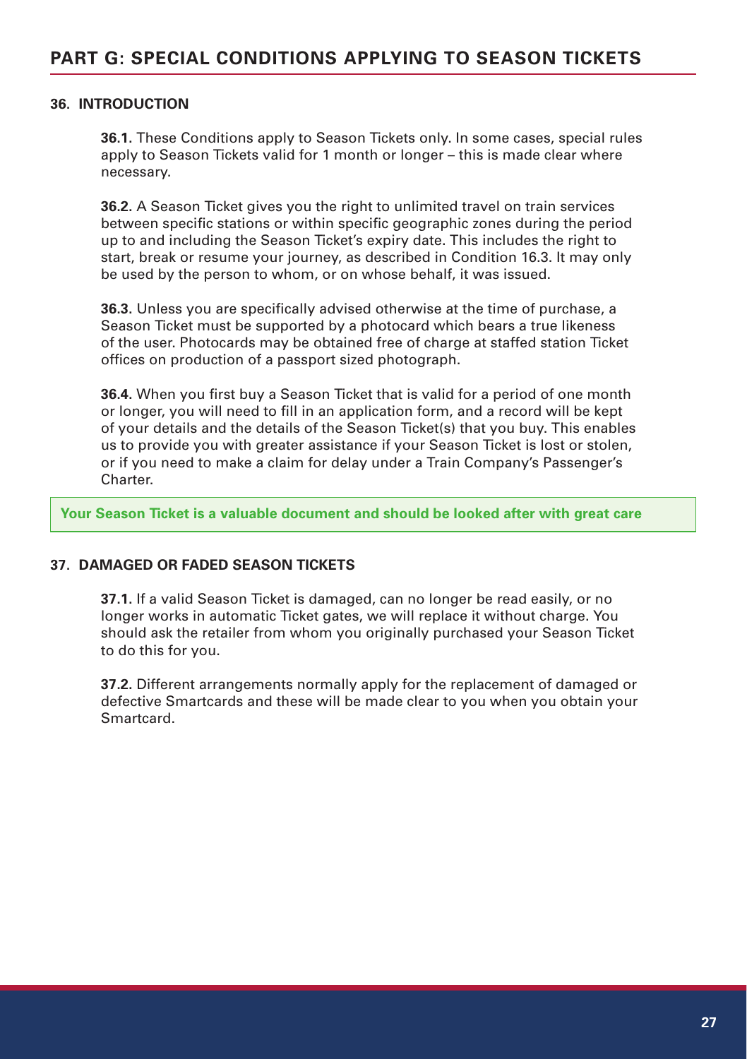## PART G: SPECIAL CONDITIONS APPLYING TO SEASON TICKETS

### 36. INTRODUCTION

**36.1.** These Conditions apply to Season Tickets only. In some cases, special rules apply to Season Tickets valid for 1 month or longer – this is made clear where necessary.

**36.2.** A Season Ticket gives you the right to unlimited travel on train services between specific stations or within specific geographic zones during the period up to and including the Season Ticket's expiry date. This includes the right to start, break or resume your journey, as described in Condition 16.3. It may only be used by the person to whom, or on whose behalf, it was issued.

**36.3.** Unless you are specifically advised otherwise at the time of purchase, a Season Ticket must be supported by a photocard which bears a true likeness of the user. Photocards may be obtained free of charge at staffed station Ticket offices on production of a passport sized photograph.

**36.4.** When you first buy a Season Ticket that is valid for a period of one month or longer, you will need to fill in an application form, and a record will be kept of your details and the details of the Season Ticket(s) that you buy. This enables us to provide you with greater assistance if your Season Ticket is lost or stolen, or if you need to make a claim for delay under a Train Company's Passenger's Charter.

**Your Season Ticket is a valuable document and should be looked after with great care**

### 37. DAMAGED OR FADED SEASON TICKETS

**37.1.** If a valid Season Ticket is damaged, can no longer be read easily, or no longer works in automatic Ticket gates, we will replace it without charge. You should ask the retailer from whom you originally purchased your Season Ticket to do this for you.

**37.2.** Different arrangements normally apply for the replacement of damaged or defective Smartcards and these will be made clear to you when you obtain your Smartcard.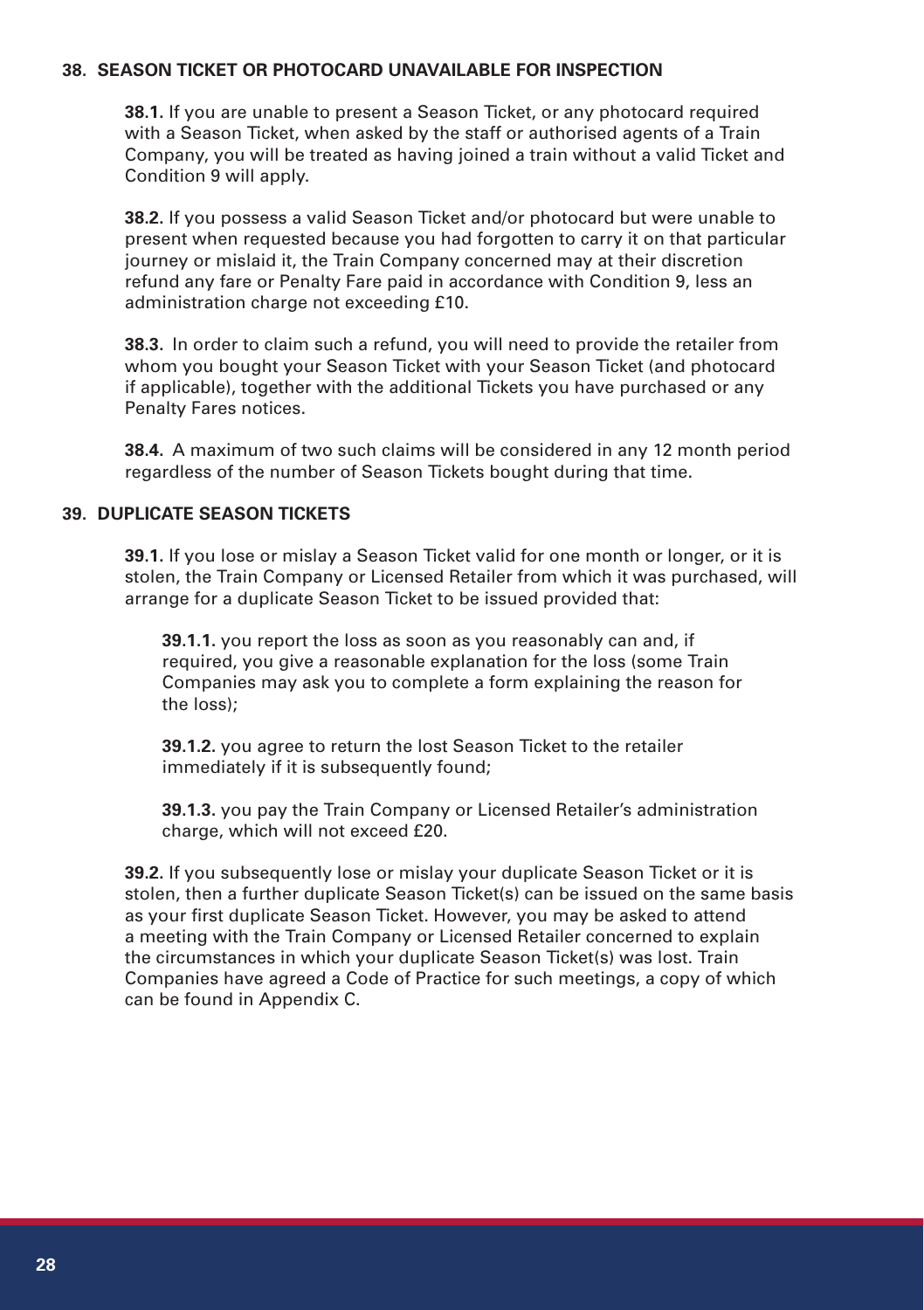## 38. SEASON TICKET OR PHOTOCARD UNAVAILABLE FOR INSPECTION

**38.1.** If you are unable to present a Season Ticket, or any photocard required with a Season Ticket, when asked by the staff or authorised agents of a Train Company, you will be treated as having joined a train without a valid Ticket and Condition 9 will apply.

**38.2.** If you possess a valid Season Ticket and/or photocard but were unable to present when requested because you had forgotten to carry it on that particular journey or mislaid it, the Train Company concerned may at their discretion refund any fare or Penalty Fare paid in accordance with Condition 9, less an administration charge not exceeding £10.

**38.3.** In order to claim such a refund, you will need to provide the retailer from whom you bought your Season Ticket with your Season Ticket (and photocard if applicable), together with the additional Tickets you have purchased or any Penalty Fares notices.

**38.4.** A maximum of two such claims will be considered in any 12 month period regardless of the number of Season Tickets bought during that time.

## 39. DUPLICATE SEASON TICKETS

**39.1.** If you lose or mislay a Season Ticket valid for one month or longer, or it is stolen, the Train Company or Licensed Retailer from which it was purchased, will arrange for a duplicate Season Ticket to be issued provided that:

**39.1.1.** you report the loss as soon as you reasonably can and, if required, you give a reasonable explanation for the loss (some Train Companies may ask you to complete a form explaining the reason for the loss);

**39.1.2.** you agree to return the lost Season Ticket to the retailer immediately if it is subsequently found;

**39.1.3.** you pay the Train Company or Licensed Retailer's administration charge, which will not exceed £20.

**39.2.** If you subsequently lose or mislay your duplicate Season Ticket or it is stolen, then a further duplicate Season Ticket(s) can be issued on the same basis as your first duplicate Season Ticket. However, you may be asked to attend a meeting with the Train Company or Licensed Retailer concerned to explain the circumstances in which your duplicate Season Ticket(s) was lost. Train Companies have agreed a Code of Practice for such meetings, a copy of which can be found in Appendix C.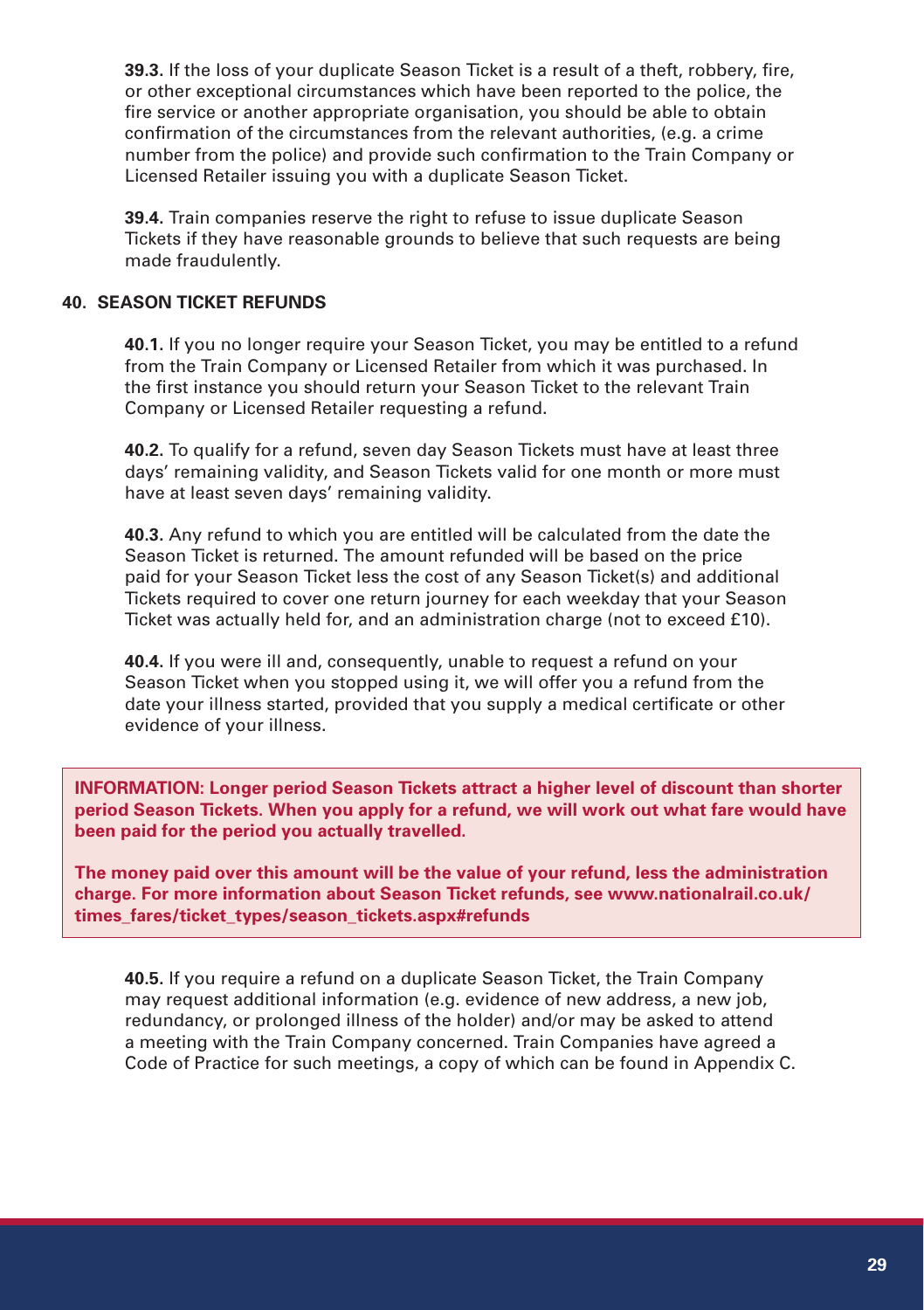**39.3.** If the loss of your duplicate Season Ticket is a result of a theft, robbery, fire, or other exceptional circumstances which have been reported to the police, the fire service or another appropriate organisation, you should be able to obtain confirmation of the circumstances from the relevant authorities, (e.g. a crime number from the police) and provide such confirmation to the Train Company or Licensed Retailer issuing you with a duplicate Season Ticket.

**39.4.** Train companies reserve the right to refuse to issue duplicate Season Tickets if they have reasonable grounds to believe that such requests are being made fraudulently.

### 40. SEASON TICKET REFUNDS

**40.1.** If you no longer require your Season Ticket, you may be entitled to a refund from the Train Company or Licensed Retailer from which it was purchased. In the first instance you should return your Season Ticket to the relevant Train Company or Licensed Retailer requesting a refund.

**40.2.** To qualify for a refund, seven day Season Tickets must have at least three days' remaining validity, and Season Tickets valid for one month or more must have at least seven days' remaining validity.

**40.3.** Any refund to which you are entitled will be calculated from the date the Season Ticket is returned. The amount refunded will be based on the price paid for your Season Ticket less the cost of any Season Ticket(s) and additional Tickets required to cover one return journey for each weekday that your Season Ticket was actually held for, and an administration charge (not to exceed £10).

**40.4.** If you were ill and, consequently, unable to request a refund on your Season Ticket when you stopped using it, we will offer you a refund from the date your illness started, provided that you supply a medical certificate or other evidence of your illness.

**INFORMATION: Longer period Season Tickets attract a higher level of discount than shorter period Season Tickets. When you apply for a refund, we will work out what fare would have been paid for the period you actually travelled.**

**The money paid over this amount will be the value of your refund, less the administration charge. For more information about Season Ticket refunds, see www.nationalrail.co.uk/times_fares/ticket_types/season_tickets.aspx#refunds**

**40.5.** If you require a refund on a duplicate Season Ticket, the Train Company may request additional information (e.g. evidence of new address, a new job, redundancy, or prolonged illness of the holder) and/or may be asked to attend a meeting with the Train Company concerned. Train Companies have agreed a Code of Practice for such meetings, a copy of which can be found in Appendix C.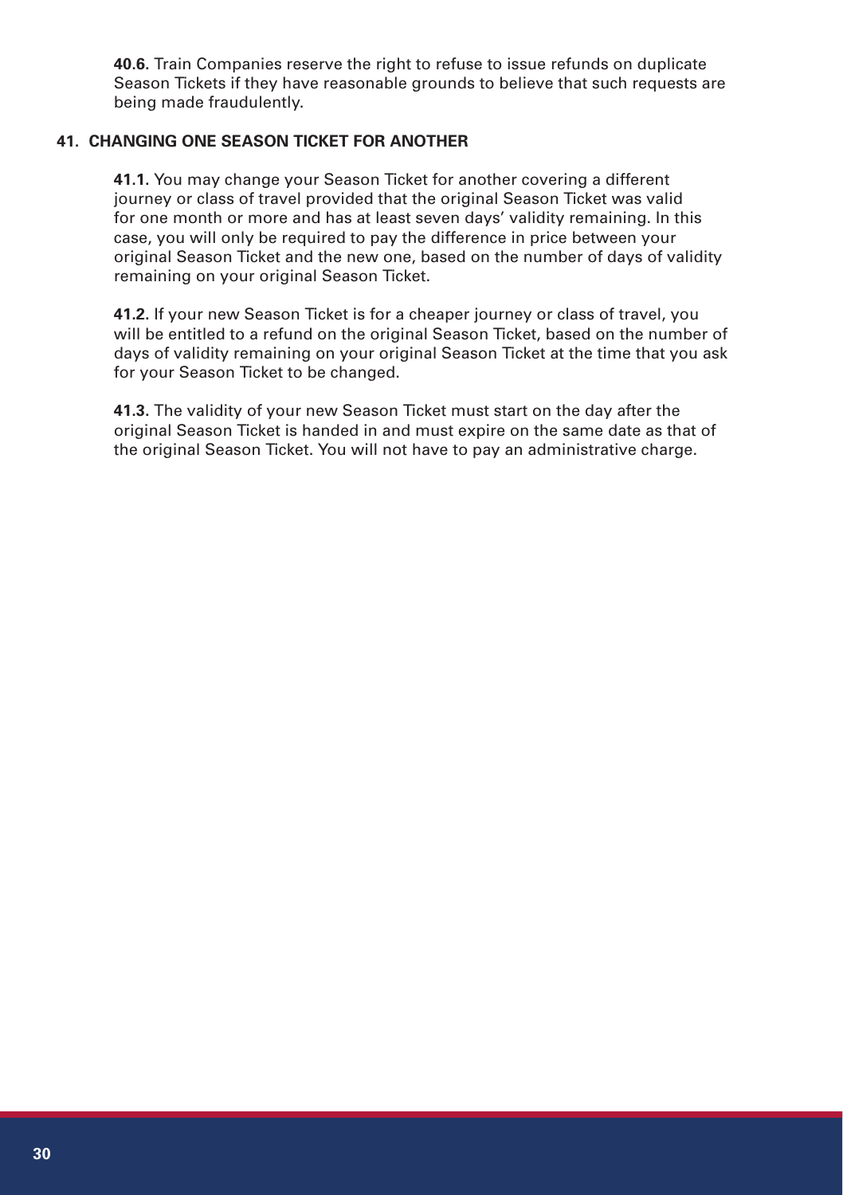**40.6.** Train Companies reserve the right to refuse to issue refunds on duplicate Season Tickets if they have reasonable grounds to believe that such requests are being made fraudulently.

## 41. CHANGING ONE SEASON TICKET FOR ANOTHER

**41.1.** You may change your Season Ticket for another covering a different journey or class of travel provided that the original Season Ticket was valid for one month or more and has at least seven days' validity remaining. In this case, you will only be required to pay the difference in price between your original Season Ticket and the new one, based on the number of days of validity remaining on your original Season Ticket.

**41.2.** If your new Season Ticket is for a cheaper journey or class of travel, you will be entitled to a refund on the original Season Ticket, based on the number of days of validity remaining on your original Season Ticket at the time that you ask for your Season Ticket to be changed.

**41.3.** The validity of your new Season Ticket must start on the day after the original Season Ticket is handed in and must expire on the same date as that of the original Season Ticket. You will not have to pay an administrative charge.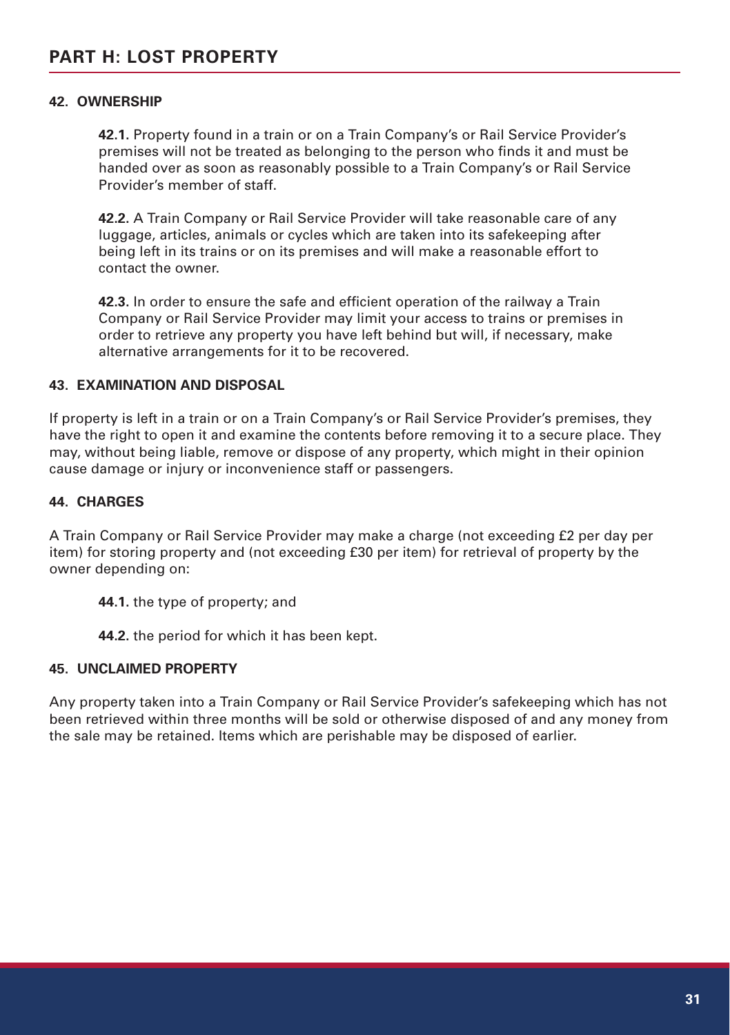# PART H: LOST PROPERTY

### 42. OWNERSHIP

**42.1.** Property found in a train or on a Train Company's or Rail Service Provider's premises will not be treated as belonging to the person who finds it and must be handed over as soon as reasonably possible to a Train Company's or Rail Service Provider's member of staff.

**42.2.** A Train Company or Rail Service Provider will take reasonable care of any luggage, articles, animals or cycles which are taken into its safekeeping after being left in its trains or on its premises and will make a reasonable effort to contact the owner.

**42.3.** In order to ensure the safe and efficient operation of the railway a Train Company or Rail Service Provider may limit your access to trains or premises in order to retrieve any property you have left behind but will, if necessary, make alternative arrangements for it to be recovered.

### 43. EXAMINATION AND DISPOSAL

If property is left in a train or on a Train Company's or Rail Service Provider's premises, they have the right to open it and examine the contents before removing it to a secure place. They may, without being liable, remove or dispose of any property, which might in their opinion cause damage or injury or inconvenience staff or passengers.

### 44. CHARGES

A Train Company or Rail Service Provider may make a charge (not exceeding £2 per day per item) for storing property and (not exceeding £30 per item) for retrieval of property by the owner depending on:

**44.1.** the type of property; and

**44.2.** the period for which it has been kept.

### 45. UNCLAIMED PROPERTY

Any property taken into a Train Company or Rail Service Provider's safekeeping which has not been retrieved within three months will be sold or otherwise disposed of and any money from the sale may be retained. Items which are perishable may be disposed of earlier.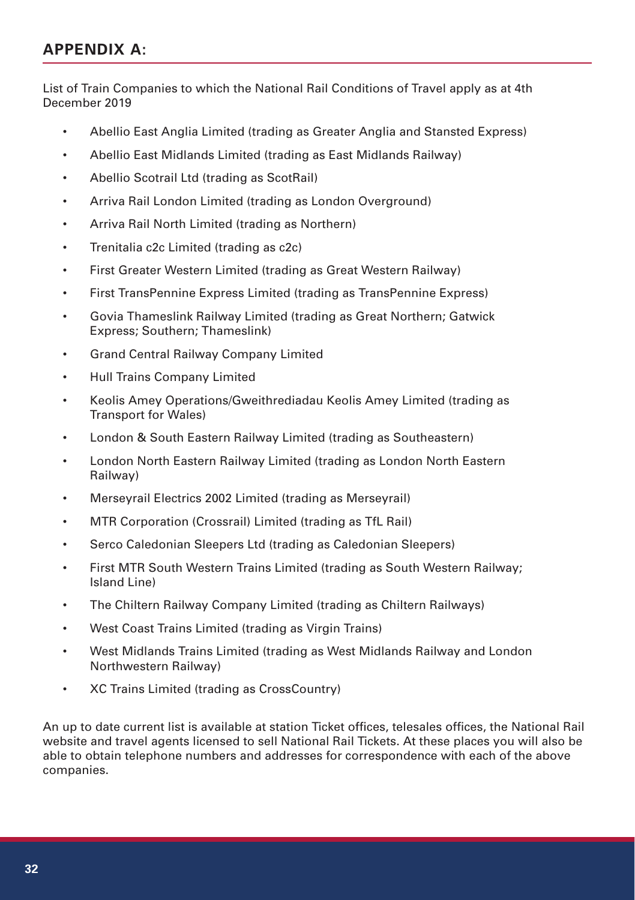## APPENDIX A:

List of Train Companies to which the National Rail Conditions of Travel apply as at 4th December 2019

- Abellio East Anglia Limited (trading as Greater Anglia and Stansted Express)
- Abellio East Midlands Limited (trading as East Midlands Railway)
- Abellio Scotrail Ltd (trading as ScotRail)
- Arriva Rail London Limited (trading as London Overground)
- Arriva Rail North Limited (trading as Northern)
- Trenitalia c2c Limited (trading as c2c)
- First Greater Western Limited (trading as Great Western Railway)
- First TransPennine Express Limited (trading as TransPennine Express)
- Govia Thameslink Railway Limited (trading as Great Northern; Gatwick Express; Southern; Thameslink)
- Grand Central Railway Company Limited
- Hull Trains Company Limited
- Keolis Amey Operations/Gweithrediadau Keolis Amey Limited (trading as Transport for Wales)
- London & South Eastern Railway Limited (trading as Southeastern)
- London North Eastern Railway Limited (trading as London North Eastern Railway)
- Merseyrail Electrics 2002 Limited (trading as Merseyrail)
- MTR Corporation (Crossrail) Limited (trading as TfL Rail)
- Serco Caledonian Sleepers Ltd (trading as Caledonian Sleepers)
- First MTR South Western Trains Limited (trading as South Western Railway; Island Line)
- The Chiltern Railway Company Limited (trading as Chiltern Railways)
- West Coast Trains Limited (trading as Virgin Trains)
- West Midlands Trains Limited (trading as West Midlands Railway and London Northwestern Railway)
- XC Trains Limited (trading as CrossCountry)

An up to date current list is available at station Ticket offices, telesales offices, the National Rail website and travel agents licensed to sell National Rail Tickets. At these places you will also be able to obtain telephone numbers and addresses for correspondence with each of the above companies.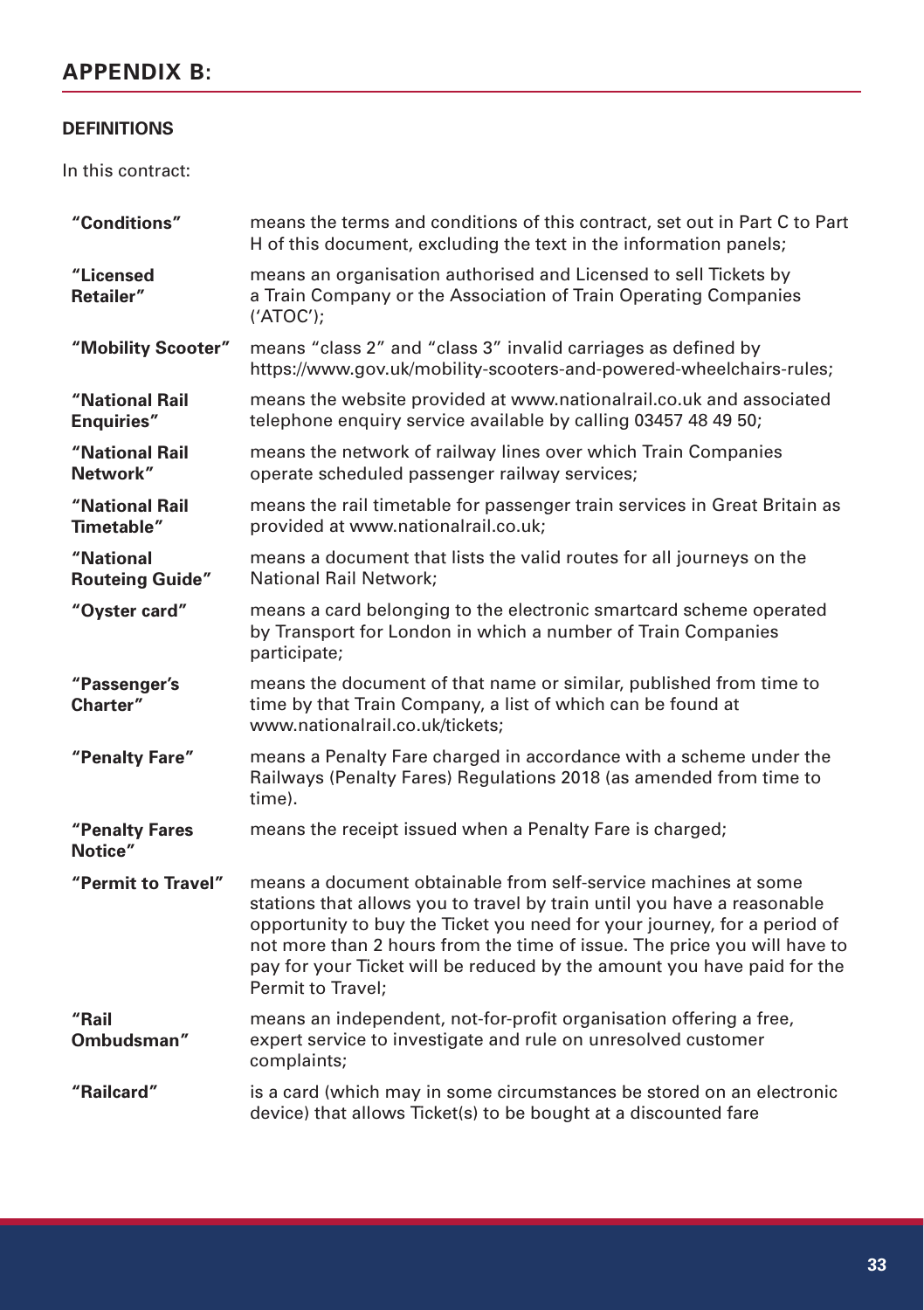## APPENDIX B:

**DEFINITIONS**

In this contract:

| | |
|---|---|
| **"Conditions"** | means the terms and conditions of this contract, set out in Part C to Part H of this document, excluding the text in the information panels; |
| **"Licensed Retailer"** | means an organisation authorised and Licensed to sell Tickets by a Train Company or the Association of Train Operating Companies ('ATOC'); |
| **"Mobility Scooter"** | means "class 2" and "class 3" invalid carriages as defined by https://www.gov.uk/mobility-scooters-and-powered-wheelchairs-rules; |
| **"National Rail Enquiries"** | means the website provided at www.nationalrail.co.uk and associated telephone enquiry service available by calling 03457 48 49 50; |
| **"National Rail Network"** | means the network of railway lines over which Train Companies operate scheduled passenger railway services; |
| **"National Rail Timetable"** | means the rail timetable for passenger train services in Great Britain as provided at www.nationalrail.co.uk; |
| **"National Routeing Guide"** | means a document that lists the valid routes for all journeys on the National Rail Network; |
| **"Oyster card"** | means a card belonging to the electronic smartcard scheme operated by Transport for London in which a number of Train Companies participate; |
| **"Passenger's Charter"** | means the document of that name or similar, published from time to time by that Train Company, a list of which can be found at www.nationalrail.co.uk/tickets; |
| **"Penalty Fare"** | means a Penalty Fare charged in accordance with a scheme under the Railways (Penalty Fares) Regulations 2018 (as amended from time to time). |
| **"Penalty Fares Notice"** | means the receipt issued when a Penalty Fare is charged; |
| **"Permit to Travel"** | means a document obtainable from self-service machines at some stations that allows you to travel by train until you have a reasonable opportunity to buy the Ticket you need for your journey, for a period of not more than 2 hours from the time of issue. The price you will have to pay for your Ticket will be reduced by the amount you have paid for the Permit to Travel; |
| **"Rail Ombudsman"** | means an independent, not-for-profit organisation offering a free, expert service to investigate and rule on unresolved customer complaints; |
| **"Railcard"** | is a card (which may in some circumstances be stored on an electronic device) that allows Ticket(s) to be bought at a discounted fare |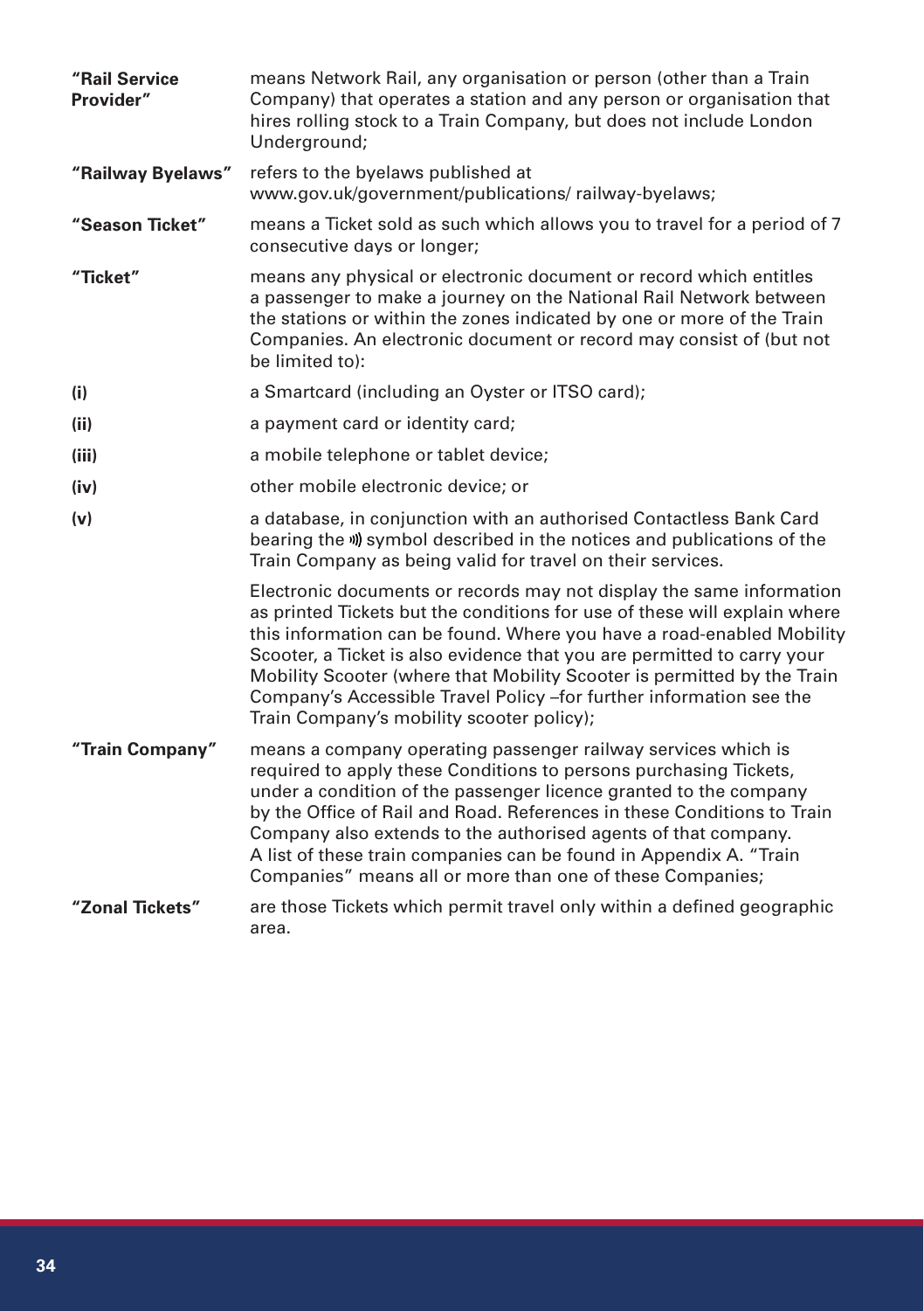**"Rail Service Provider"** means Network Rail, any organisation or person (other than a Train Company) that operates a station and any person or organisation that hires rolling stock to a Train Company, but does not include London Underground;

**"Railway Byelaws"** refers to the byelaws published at www.gov.uk/government/publications/ railway-byelaws;

**"Season Ticket"** means a Ticket sold as such which allows you to travel for a period of 7 consecutive days or longer;

**"Ticket"** means any physical or electronic document or record which entitles a passenger to make a journey on the National Rail Network between the stations or within the zones indicated by one or more of the Train Companies. An electronic document or record may consist of (but not be limited to):

**(i)** a Smartcard (including an Oyster or ITSO card);

**(ii)** a payment card or identity card;

**(iii)** a mobile telephone or tablet device;

**(iv)** other mobile electronic device; or

**(v)** a database, in conjunction with an authorised Contactless Bank Card bearing the ))) symbol described in the notices and publications of the Train Company as being valid for travel on their services.

Electronic documents or records may not display the same information as printed Tickets but the conditions for use of these will explain where this information can be found. Where you have a road-enabled Mobility Scooter, a Ticket is also evidence that you are permitted to carry your Mobility Scooter (where that Mobility Scooter is permitted by the Train Company's Accessible Travel Policy –for further information see the Train Company's mobility scooter policy);

**"Train Company"** means a company operating passenger railway services which is required to apply these Conditions to persons purchasing Tickets, under a condition of the passenger licence granted to the company by the Office of Rail and Road. References in these Conditions to Train Company also extends to the authorised agents of that company. A list of these train companies can be found in Appendix A. "Train Companies" means all or more than one of these Companies;

**"Zonal Tickets"** are those Tickets which permit travel only within a defined geographic area.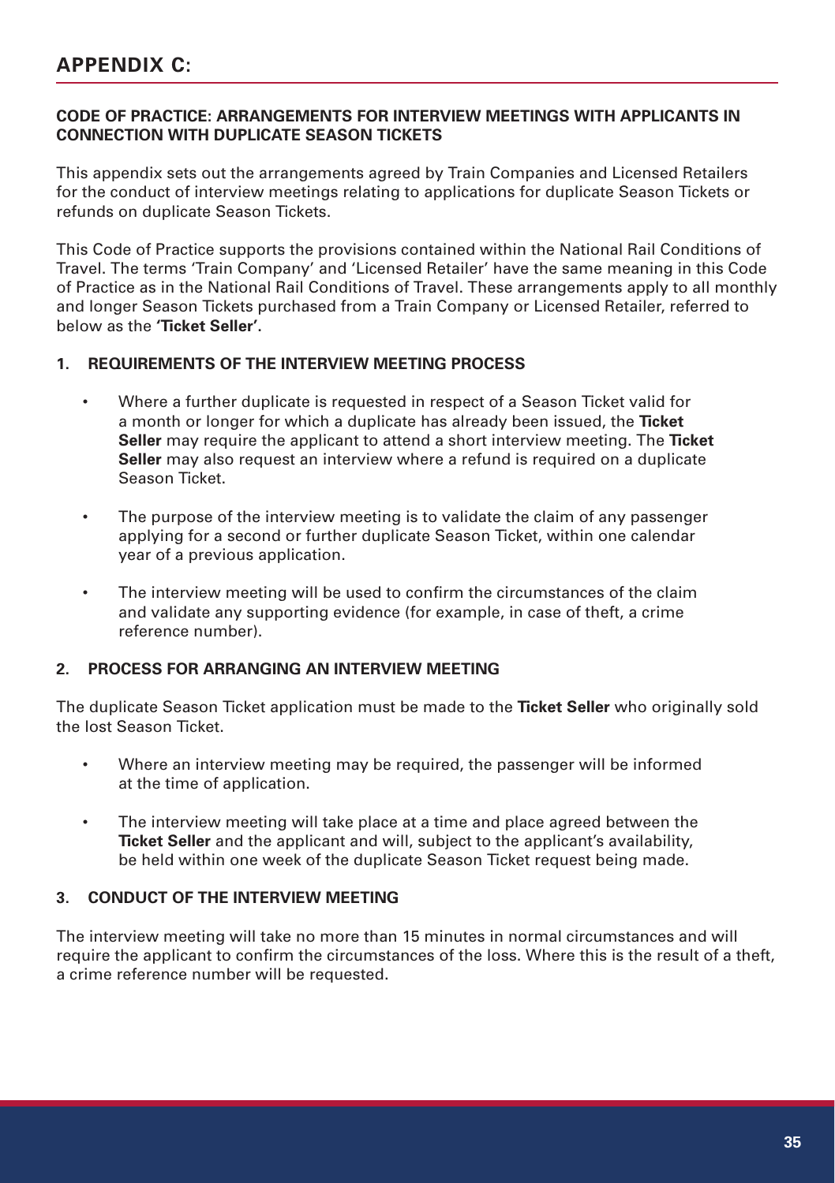# APPENDIX C:

**CODE OF PRACTICE: ARRANGEMENTS FOR INTERVIEW MEETINGS WITH APPLICANTS IN CONNECTION WITH DUPLICATE SEASON TICKETS**

This appendix sets out the arrangements agreed by Train Companies and Licensed Retailers for the conduct of interview meetings relating to applications for duplicate Season Tickets or refunds on duplicate Season Tickets.

This Code of Practice supports the provisions contained within the National Rail Conditions of Travel. The terms 'Train Company' and 'Licensed Retailer' have the same meaning in this Code of Practice as in the National Rail Conditions of Travel. These arrangements apply to all monthly and longer Season Tickets purchased from a Train Company or Licensed Retailer, referred to below as the **'Ticket Seller'.**

### 1. REQUIREMENTS OF THE INTERVIEW MEETING PROCESS

- Where a further duplicate is requested in respect of a Season Ticket valid for a month or longer for which a duplicate has already been issued, the **Ticket Seller** may require the applicant to attend a short interview meeting. The **Ticket Seller** may also request an interview where a refund is required on a duplicate Season Ticket.
- The purpose of the interview meeting is to validate the claim of any passenger applying for a second or further duplicate Season Ticket, within one calendar year of a previous application.
- The interview meeting will be used to confirm the circumstances of the claim and validate any supporting evidence (for example, in case of theft, a crime reference number).

### 2. PROCESS FOR ARRANGING AN INTERVIEW MEETING

The duplicate Season Ticket application must be made to the **Ticket Seller** who originally sold the lost Season Ticket.

- Where an interview meeting may be required, the passenger will be informed at the time of application.
- The interview meeting will take place at a time and place agreed between the **Ticket Seller** and the applicant and will, subject to the applicant's availability, be held within one week of the duplicate Season Ticket request being made.

### 3. CONDUCT OF THE INTERVIEW MEETING

The interview meeting will take no more than 15 minutes in normal circumstances and will require the applicant to confirm the circumstances of the loss. Where this is the result of a theft, a crime reference number will be requested.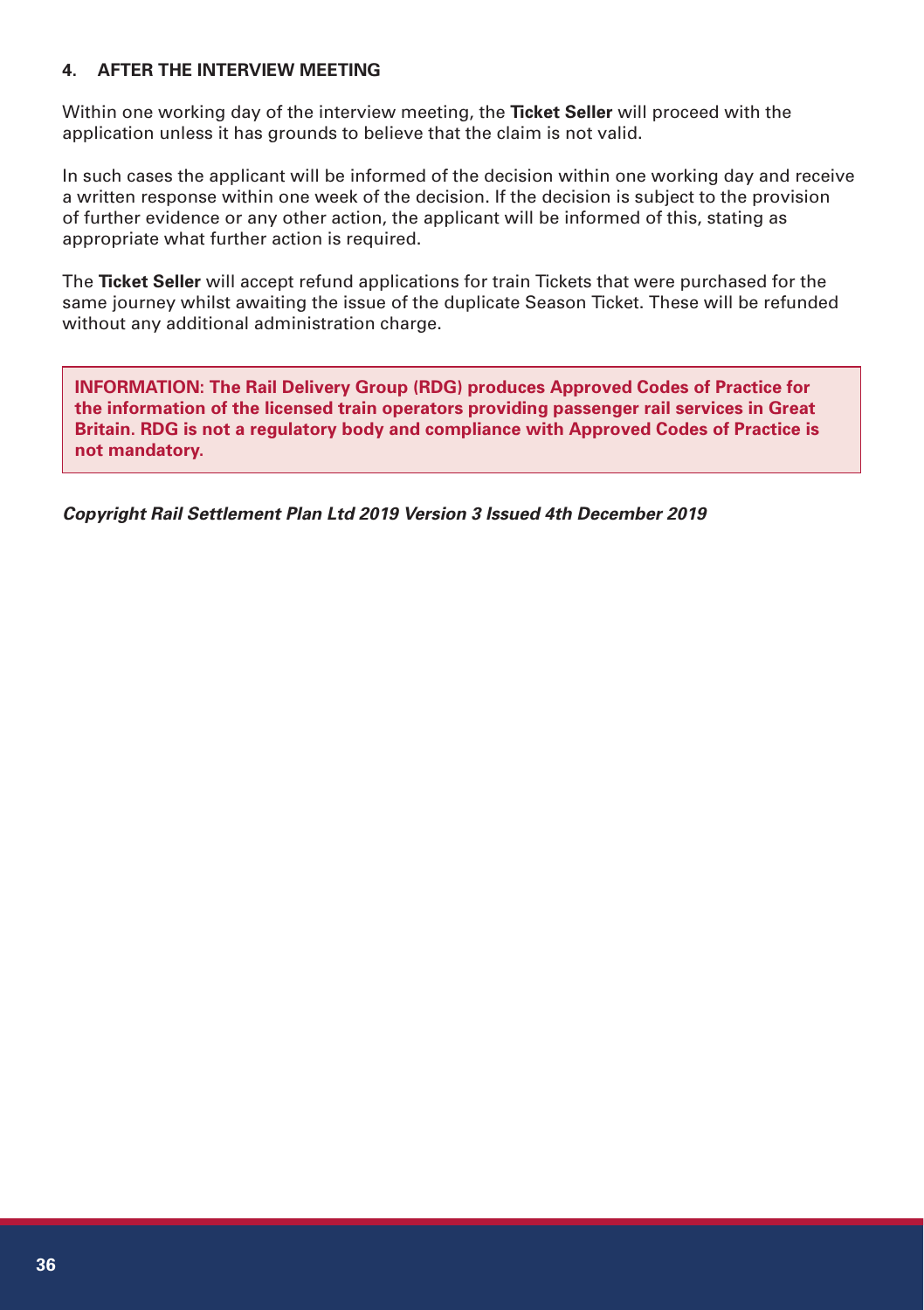### 4. AFTER THE INTERVIEW MEETING

Within one working day of the interview meeting, the **Ticket Seller** will proceed with the application unless it has grounds to believe that the claim is not valid.

In such cases the applicant will be informed of the decision within one working day and receive a written response within one week of the decision. If the decision is subject to the provision of further evidence or any other action, the applicant will be informed of this, stating as appropriate what further action is required.

The **Ticket Seller** will accept refund applications for train Tickets that were purchased for the same journey whilst awaiting the issue of the duplicate Season Ticket. These will be refunded without any additional administration charge.

**INFORMATION: The Rail Delivery Group (RDG) produces Approved Codes of Practice for the information of the licensed train operators providing passenger rail services in Great Britain. RDG is not a regulatory body and compliance with Approved Codes of Practice is not mandatory.**

***Copyright Rail Settlement Plan Ltd 2019 Version 3 Issued 4th December 2019***